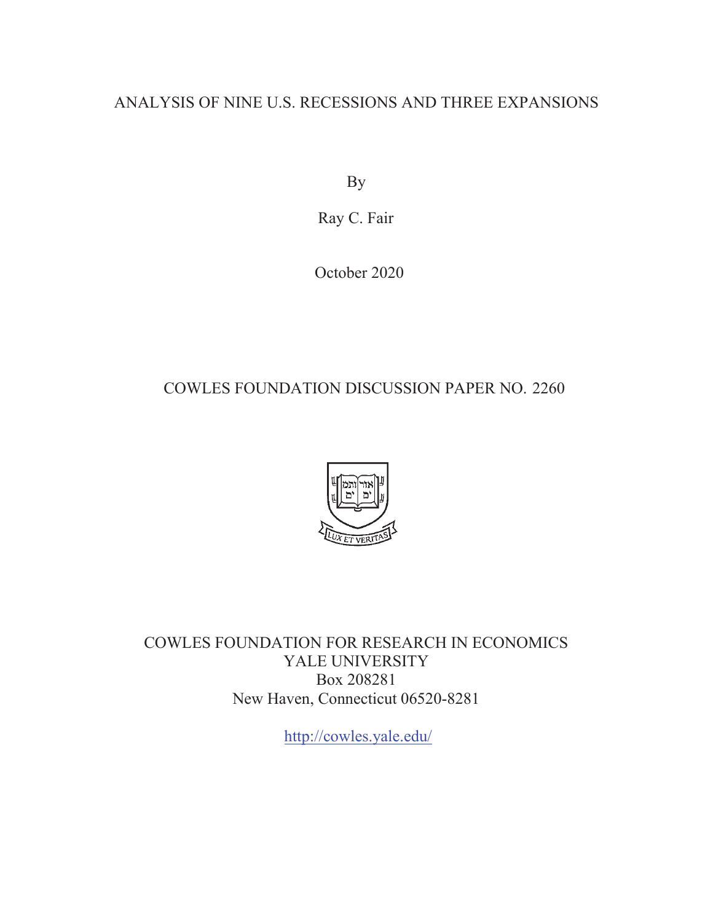# ANALYSIS OF NINE U.S. RECESSIONS AND THREE EXPANSIONS

By

Ray C. Fair

October 2020

COWLES FOUNDATION DISCUSSION PAPER NO. 2260

COWLES FOUNDATION FOR RESEARCH IN ECONOMICS
YALE UNIVERSITY
Box 208281
New Haven, Connecticut 06520-8281

http://cowles.yale.edu/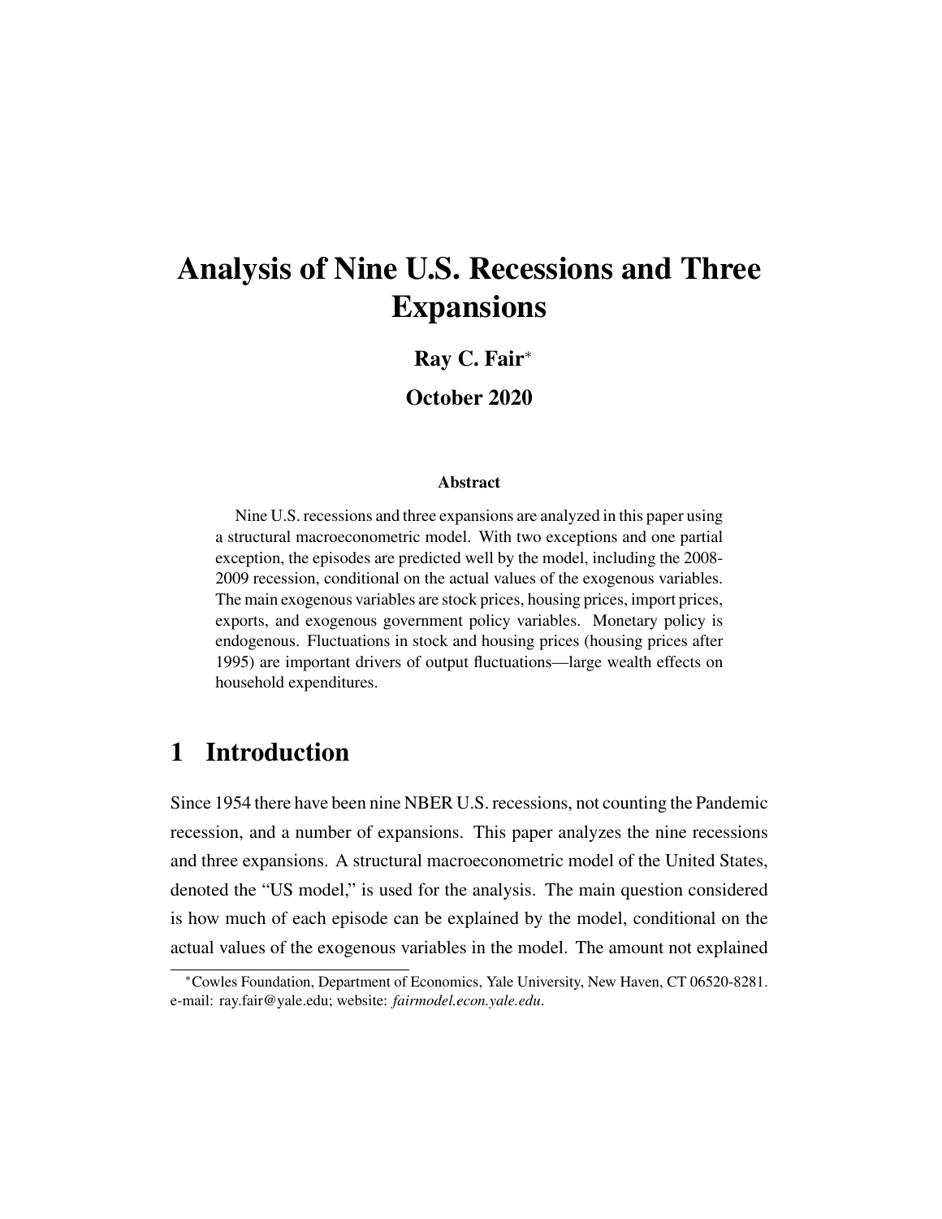# Analysis of Nine U.S. Recessions and Three Expansions

**Ray C. Fair**[*]

**October 2020**

### Abstract

Nine U.S. recessions and three expansions are analyzed in this paper using a structural macroeconometric model. With two exceptions and one partial exception, the episodes are predicted well by the model, including the 2008-2009 recession, conditional on the actual values of the exogenous variables. The main exogenous variables are stock prices, housing prices, import prices, exports, and exogenous government policy variables. Monetary policy is endogenous. Fluctuations in stock and housing prices (housing prices after 1995) are important drivers of output fluctuations—large wealth effects on household expenditures.

## 1 Introduction

Since 1954 there have been nine NBER U.S. recessions, not counting the Pandemic recession, and a number of expansions. This paper analyzes the nine recessions and three expansions. A structural macroeconometric model of the United States, denoted the "US model," is used for the analysis. The main question considered is how much of each episode can be explained by the model, conditional on the actual values of the exogenous variables in the model. The amount not explained

[*]Cowles Foundation, Department of Economics, Yale University, New Haven, CT 06520-8281. e-mail: ray.fair@yale.edu; website: *fairmodel.econ.yale.edu*.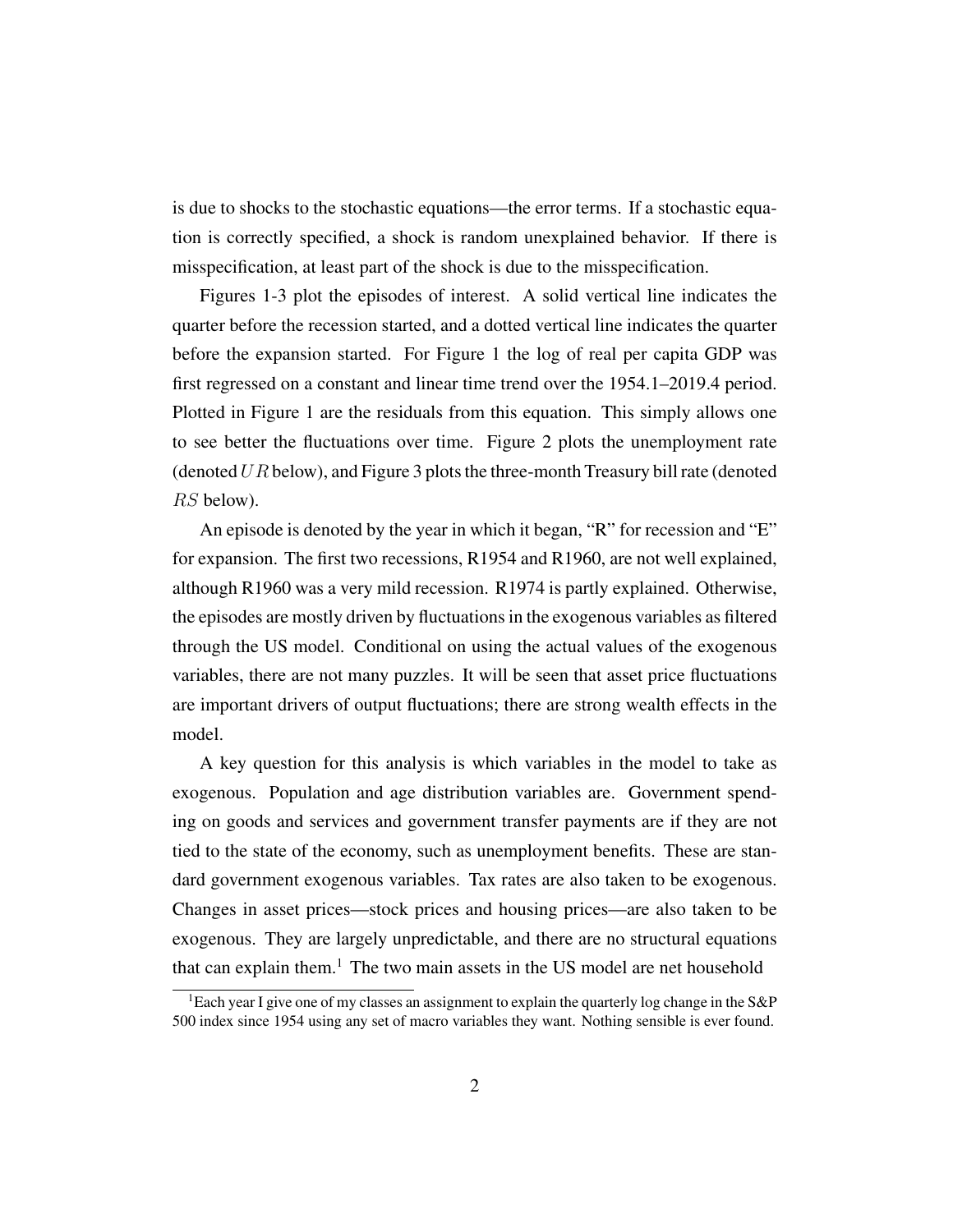is due to shocks to the stochastic equations—the error terms. If a stochastic equation is correctly specified, a shock is random unexplained behavior. If there is misspecification, at least part of the shock is due to the misspecification.

Figures 1-3 plot the episodes of interest. A solid vertical line indicates the quarter before the recession started, and a dotted vertical line indicates the quarter before the expansion started. For Figure 1 the log of real per capita GDP was first regressed on a constant and linear time trend over the 1954.1–2019.4 period. Plotted in Figure 1 are the residuals from this equation. This simply allows one to see better the fluctuations over time. Figure 2 plots the unemployment rate (denoted $UR$ below), and Figure 3 plots the three-month Treasury bill rate (denoted $RS$ below).

An episode is denoted by the year in which it began, "R" for recession and "E" for expansion. The first two recessions, R1954 and R1960, are not well explained, although R1960 was a very mild recession. R1974 is partly explained. Otherwise, the episodes are mostly driven by fluctuations in the exogenous variables as filtered through the US model. Conditional on using the actual values of the exogenous variables, there are not many puzzles. It will be seen that asset price fluctuations are important drivers of output fluctuations; there are strong wealth effects in the model.

A key question for this analysis is which variables in the model to take as exogenous. Population and age distribution variables are. Government spending on goods and services and government transfer payments are if they are not tied to the state of the economy, such as unemployment benefits. These are standard government exogenous variables. Tax rates are also taken to be exogenous. Changes in asset prices—stock prices and housing prices—are also taken to be exogenous. They are largely unpredictable, and there are no structural equations that can explain them.[1] The two main assets in the US model are net household

[1] Each year I give one of my classes an assignment to explain the quarterly log change in the S&P 500 index since 1954 using any set of macro variables they want. Nothing sensible is ever found.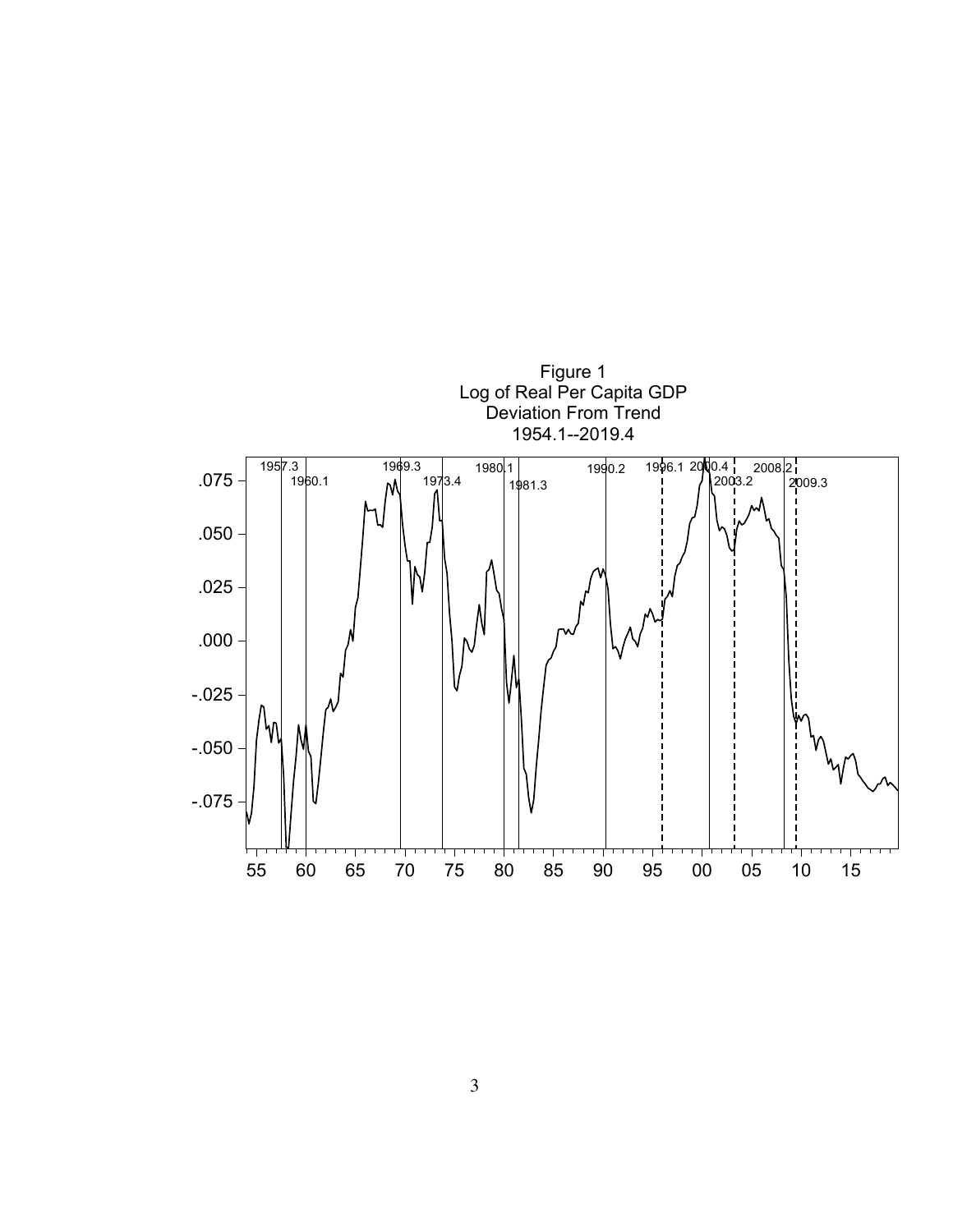Figure 1
Log of Real Per Capita GDP
Deviation From Trend
1954.1--2019.4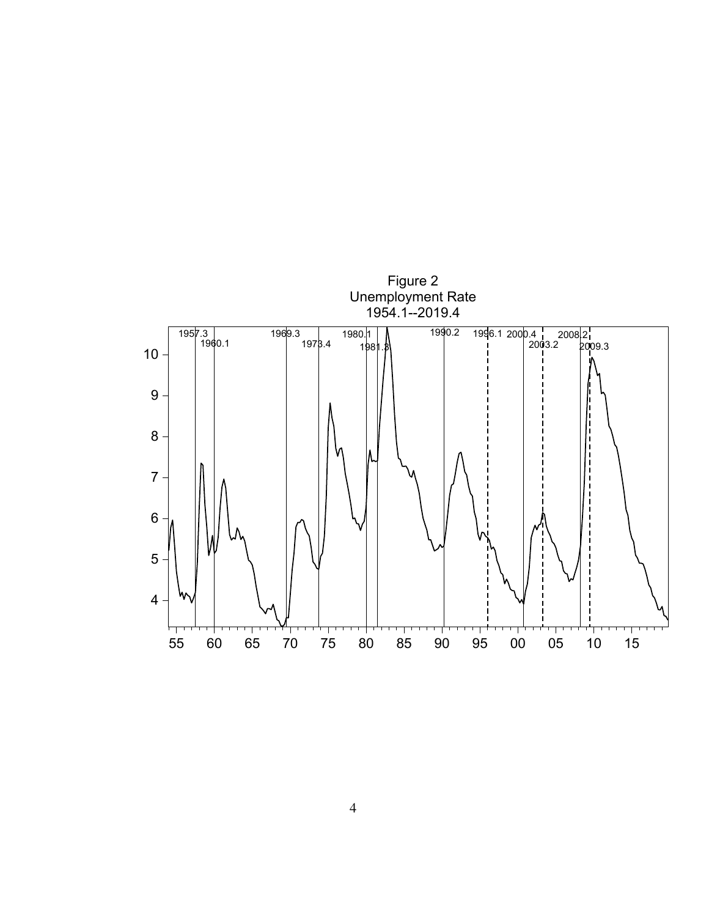Figure 2
Unemployment Rate
1954.1--2019.4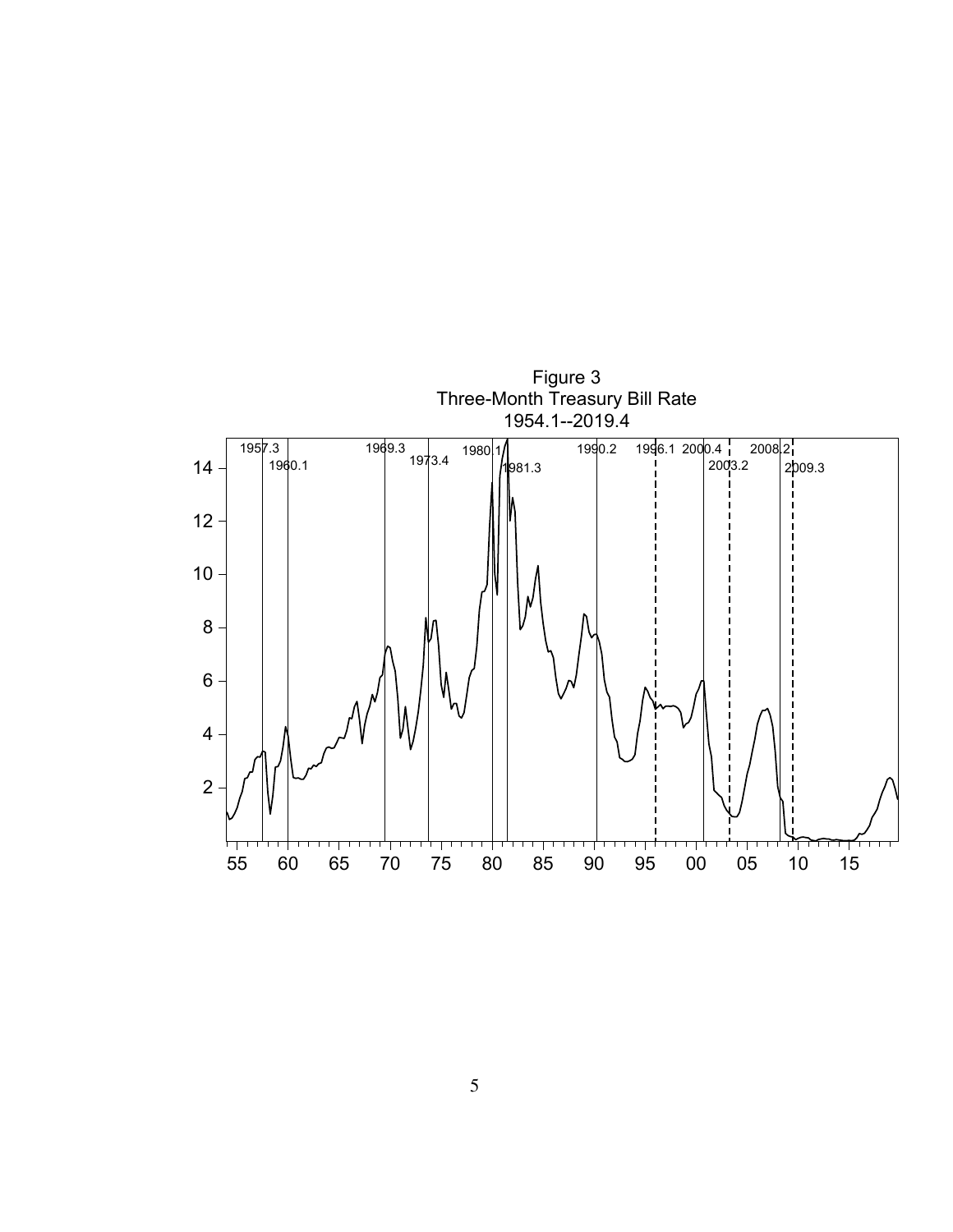Figure 3
Three-Month Treasury Bill Rate
1954.1--2019.4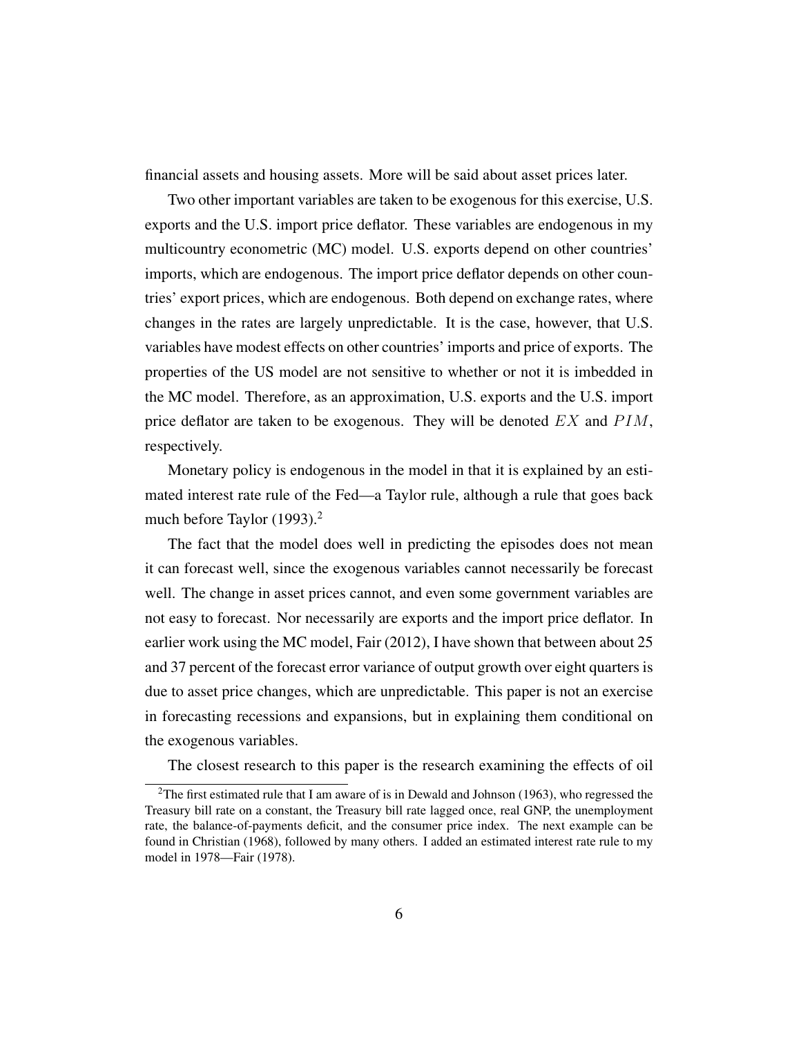financial assets and housing assets. More will be said about asset prices later.

Two other important variables are taken to be exogenous for this exercise, U.S. exports and the U.S. import price deflator. These variables are endogenous in my multicountry econometric (MC) model. U.S. exports depend on other countries' imports, which are endogenous. The import price deflator depends on other countries' export prices, which are endogenous. Both depend on exchange rates, where changes in the rates are largely unpredictable. It is the case, however, that U.S. variables have modest effects on other countries' imports and price of exports. The properties of the US model are not sensitive to whether or not it is imbedded in the MC model. Therefore, as an approximation, U.S. exports and the U.S. import price deflator are taken to be exogenous. They will be denoted $EX$ and $PIM$, respectively.

Monetary policy is endogenous in the model in that it is explained by an estimated interest rate rule of the Fed—a Taylor rule, although a rule that goes back much before Taylor (1993).[2]

The fact that the model does well in predicting the episodes does not mean it can forecast well, since the exogenous variables cannot necessarily be forecast well. The change in asset prices cannot, and even some government variables are not easy to forecast. Nor necessarily are exports and the import price deflator. In earlier work using the MC model, Fair (2012), I have shown that between about 25 and 37 percent of the forecast error variance of output growth over eight quarters is due to asset price changes, which are unpredictable. This paper is not an exercise in forecasting recessions and expansions, but in explaining them conditional on the exogenous variables.

The closest research to this paper is the research examining the effects of oil

[2]The first estimated rule that I am aware of is in Dewald and Johnson (1963), who regressed the Treasury bill rate on a constant, the Treasury bill rate lagged once, real GNP, the unemployment rate, the balance-of-payments deficit, and the consumer price index. The next example can be found in Christian (1968), followed by many others. I added an estimated interest rate rule to my model in 1978—Fair (1978).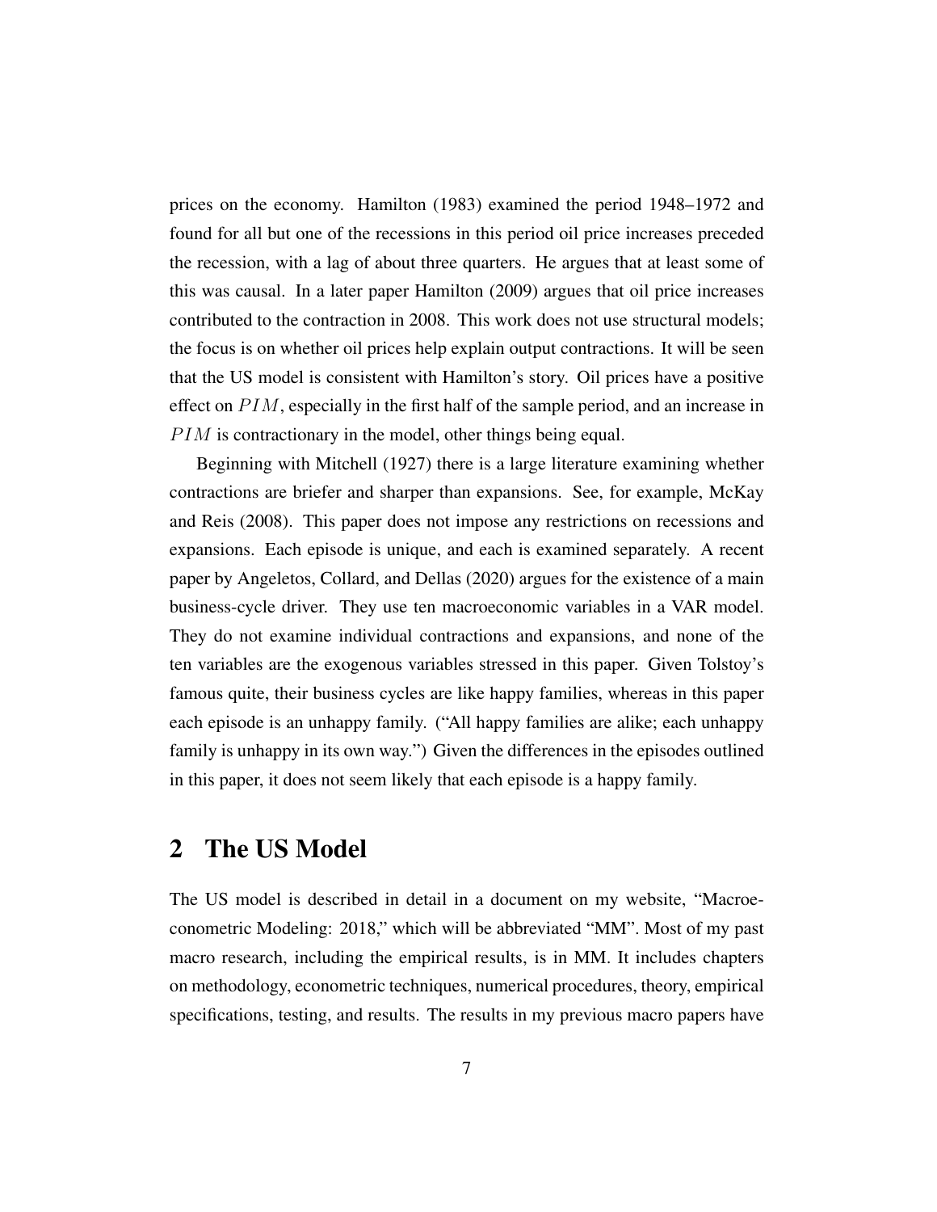prices on the economy. Hamilton (1983) examined the period 1948–1972 and found for all but one of the recessions in this period oil price increases preceded the recession, with a lag of about three quarters. He argues that at least some of this was causal. In a later paper Hamilton (2009) argues that oil price increases contributed to the contraction in 2008. This work does not use structural models; the focus is on whether oil prices help explain output contractions. It will be seen that the US model is consistent with Hamilton's story. Oil prices have a positive effect on $PIM$, especially in the first half of the sample period, and an increase in $PIM$ is contractionary in the model, other things being equal.

Beginning with Mitchell (1927) there is a large literature examining whether contractions are briefer and sharper than expansions. See, for example, McKay and Reis (2008). This paper does not impose any restrictions on recessions and expansions. Each episode is unique, and each is examined separately. A recent paper by Angeletos, Collard, and Dellas (2020) argues for the existence of a main business-cycle driver. They use ten macroeconomic variables in a VAR model. They do not examine individual contractions and expansions, and none of the ten variables are the exogenous variables stressed in this paper. Given Tolstoy's famous quite, their business cycles are like happy families, whereas in this paper each episode is an unhappy family. ("All happy families are alike; each unhappy family is unhappy in its own way.") Given the differences in the episodes outlined in this paper, it does not seem likely that each episode is a happy family.

## 2 The US Model

The US model is described in detail in a document on my website, "Macroeconometric Modeling: 2018," which will be abbreviated "MM". Most of my past macro research, including the empirical results, is in MM. It includes chapters on methodology, econometric techniques, numerical procedures, theory, empirical specifications, testing, and results. The results in my previous macro papers have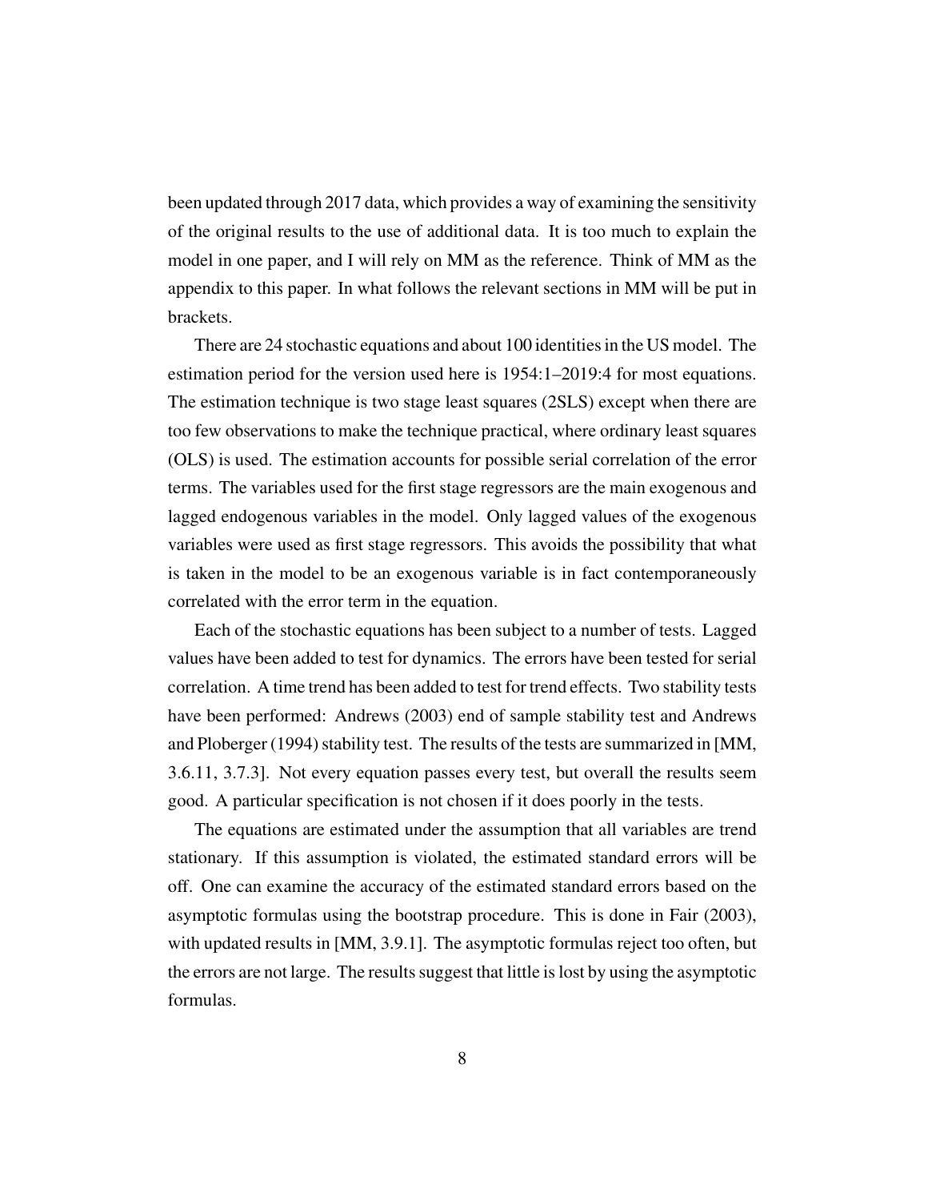been updated through 2017 data, which provides a way of examining the sensitivity of the original results to the use of additional data. It is too much to explain the model in one paper, and I will rely on MM as the reference. Think of MM as the appendix to this paper. In what follows the relevant sections in MM will be put in brackets.

There are 24 stochastic equations and about 100 identities in the US model. The estimation period for the version used here is 1954:1–2019:4 for most equations. The estimation technique is two stage least squares (2SLS) except when there are too few observations to make the technique practical, where ordinary least squares (OLS) is used. The estimation accounts for possible serial correlation of the error terms. The variables used for the first stage regressors are the main exogenous and lagged endogenous variables in the model. Only lagged values of the exogenous variables were used as first stage regressors. This avoids the possibility that what is taken in the model to be an exogenous variable is in fact contemporaneously correlated with the error term in the equation.

Each of the stochastic equations has been subject to a number of tests. Lagged values have been added to test for dynamics. The errors have been tested for serial correlation. A time trend has been added to test for trend effects. Two stability tests have been performed: Andrews (2003) end of sample stability test and Andrews and Ploberger (1994) stability test. The results of the tests are summarized in [MM, 3.6.11, 3.7.3]. Not every equation passes every test, but overall the results seem good. A particular specification is not chosen if it does poorly in the tests.

The equations are estimated under the assumption that all variables are trend stationary. If this assumption is violated, the estimated standard errors will be off. One can examine the accuracy of the estimated standard errors based on the asymptotic formulas using the bootstrap procedure. This is done in Fair (2003), with updated results in [MM, 3.9.1]. The asymptotic formulas reject too often, but the errors are not large. The results suggest that little is lost by using the asymptotic formulas.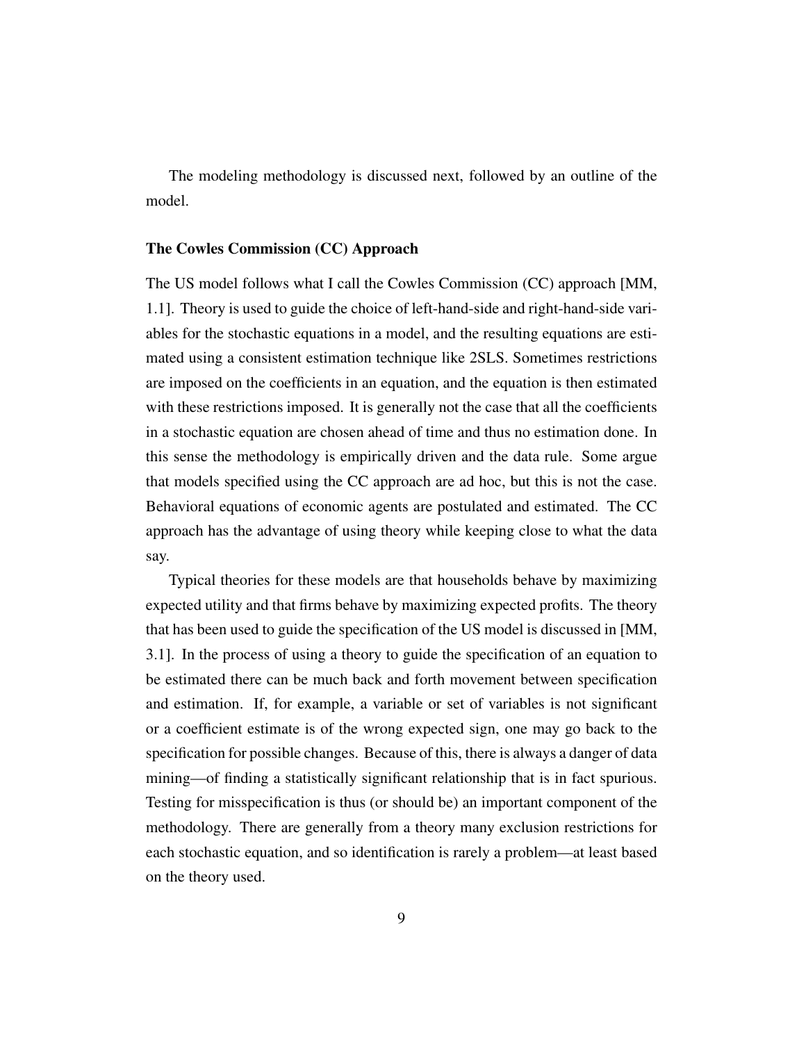The modeling methodology is discussed next, followed by an outline of the model.

### The Cowles Commission (CC) Approach

The US model follows what I call the Cowles Commission (CC) approach [MM, 1.1]. Theory is used to guide the choice of left-hand-side and right-hand-side variables for the stochastic equations in a model, and the resulting equations are estimated using a consistent estimation technique like 2SLS. Sometimes restrictions are imposed on the coefficients in an equation, and the equation is then estimated with these restrictions imposed. It is generally not the case that all the coefficients in a stochastic equation are chosen ahead of time and thus no estimation done. In this sense the methodology is empirically driven and the data rule. Some argue that models specified using the CC approach are ad hoc, but this is not the case. Behavioral equations of economic agents are postulated and estimated. The CC approach has the advantage of using theory while keeping close to what the data say.

Typical theories for these models are that households behave by maximizing expected utility and that firms behave by maximizing expected profits. The theory that has been used to guide the specification of the US model is discussed in [MM, 3.1]. In the process of using a theory to guide the specification of an equation to be estimated there can be much back and forth movement between specification and estimation. If, for example, a variable or set of variables is not significant or a coefficient estimate is of the wrong expected sign, one may go back to the specification for possible changes. Because of this, there is always a danger of data mining—of finding a statistically significant relationship that is in fact spurious. Testing for misspecification is thus (or should be) an important component of the methodology. There are generally from a theory many exclusion restrictions for each stochastic equation, and so identification is rarely a problem—at least based on the theory used.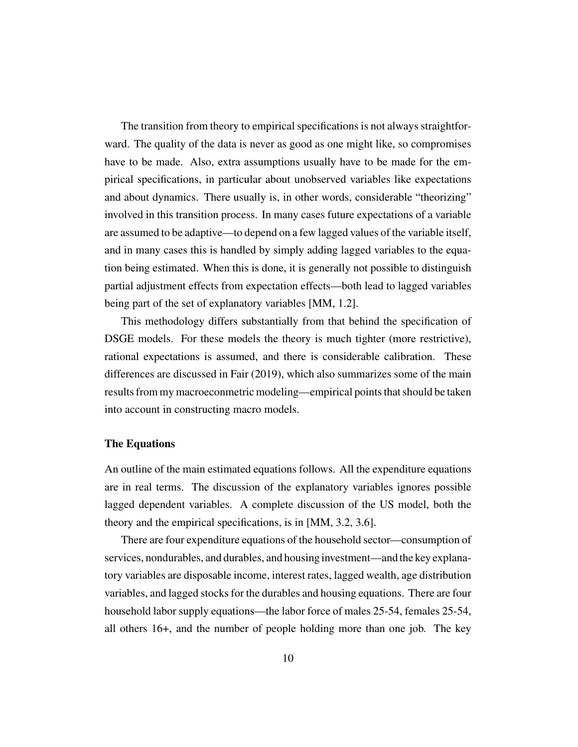The transition from theory to empirical specifications is not always straightforward. The quality of the data is never as good as one might like, so compromises have to be made. Also, extra assumptions usually have to be made for the empirical specifications, in particular about unobserved variables like expectations and about dynamics. There usually is, in other words, considerable "theorizing" involved in this transition process. In many cases future expectations of a variable are assumed to be adaptive—to depend on a few lagged values of the variable itself, and in many cases this is handled by simply adding lagged variables to the equation being estimated. When this is done, it is generally not possible to distinguish partial adjustment effects from expectation effects—both lead to lagged variables being part of the set of explanatory variables [MM, 1.2].

This methodology differs substantially from that behind the specification of DSGE models. For these models the theory is much tighter (more restrictive), rational expectations is assumed, and there is considerable calibration. These differences are discussed in Fair (2019), which also summarizes some of the main results from my macroeconmetric modeling—empirical points that should be taken into account in constructing macro models.

### The Equations

An outline of the main estimated equations follows. All the expenditure equations are in real terms. The discussion of the explanatory variables ignores possible lagged dependent variables. A complete discussion of the US model, both the theory and the empirical specifications, is in [MM, 3.2, 3.6].

There are four expenditure equations of the household sector—consumption of services, nondurables, and durables, and housing investment—and the key explanatory variables are disposable income, interest rates, lagged wealth, age distribution variables, and lagged stocks for the durables and housing equations. There are four household labor supply equations—the labor force of males 25-54, females 25-54, all others 16+, and the number of people holding more than one job. The key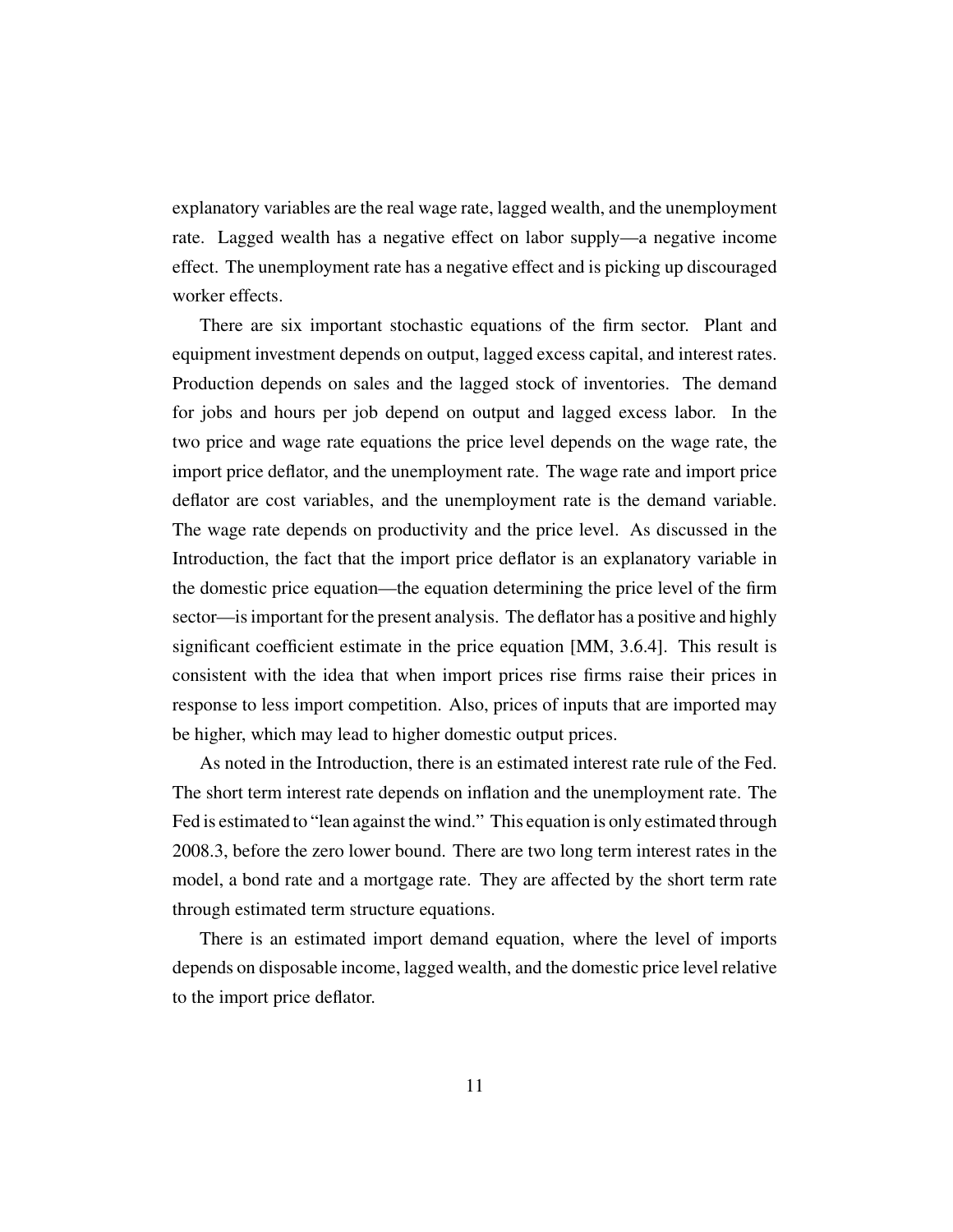explanatory variables are the real wage rate, lagged wealth, and the unemployment rate. Lagged wealth has a negative effect on labor supply—a negative income effect. The unemployment rate has a negative effect and is picking up discouraged worker effects.

There are six important stochastic equations of the firm sector. Plant and equipment investment depends on output, lagged excess capital, and interest rates. Production depends on sales and the lagged stock of inventories. The demand for jobs and hours per job depend on output and lagged excess labor. In the two price and wage rate equations the price level depends on the wage rate, the import price deflator, and the unemployment rate. The wage rate and import price deflator are cost variables, and the unemployment rate is the demand variable. The wage rate depends on productivity and the price level. As discussed in the Introduction, the fact that the import price deflator is an explanatory variable in the domestic price equation—the equation determining the price level of the firm sector—is important for the present analysis. The deflator has a positive and highly significant coefficient estimate in the price equation [MM, 3.6.4]. This result is consistent with the idea that when import prices rise firms raise their prices in response to less import competition. Also, prices of inputs that are imported may be higher, which may lead to higher domestic output prices.

As noted in the Introduction, there is an estimated interest rate rule of the Fed. The short term interest rate depends on inflation and the unemployment rate. The Fed is estimated to "lean against the wind." This equation is only estimated through 2008.3, before the zero lower bound. There are two long term interest rates in the model, a bond rate and a mortgage rate. They are affected by the short term rate through estimated term structure equations.

There is an estimated import demand equation, where the level of imports depends on disposable income, lagged wealth, and the domestic price level relative to the import price deflator.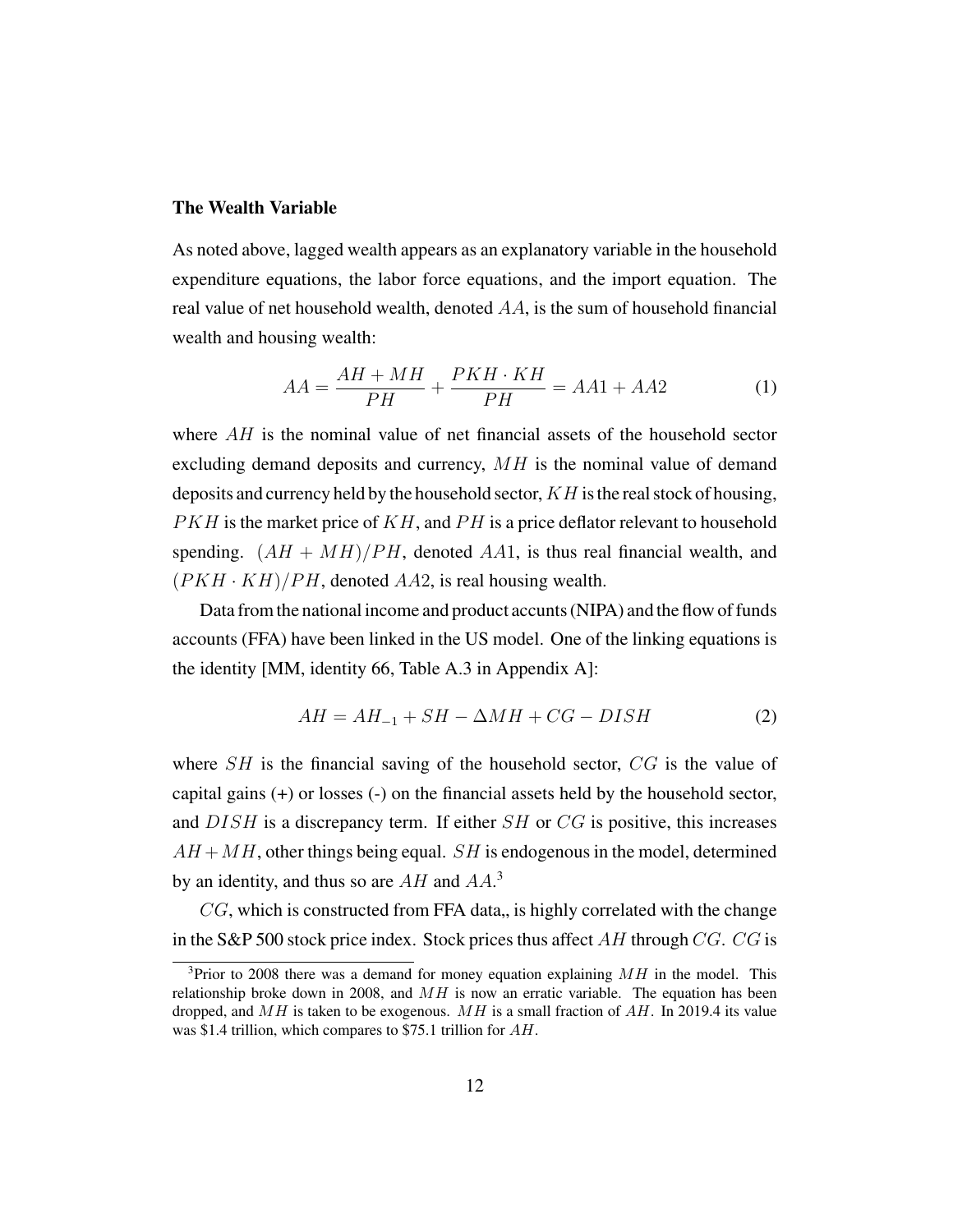### The Wealth Variable

As noted above, lagged wealth appears as an explanatory variable in the household expenditure equations, the labor force equations, and the import equation. The real value of net household wealth, denoted $AA$, is the sum of household financial wealth and housing wealth:

$$AA = \frac{AH + MH}{PH} + \frac{PKH \cdot KH}{PH} = AA1 + AA2 \tag{1}$$

where $AH$ is the nominal value of net financial assets of the household sector excluding demand deposits and currency, $MH$ is the nominal value of demand deposits and currency held by the household sector, $KH$ is the real stock of housing, $PKH$ is the market price of $KH$, and $PH$ is a price deflator relevant to household spending. $(AH + MH)/PH$, denoted $AA1$, is thus real financial wealth, and $(PKH \cdot KH)/PH$, denoted $AA2$, is real housing wealth.

Data from the national income and product accounts (NIPA) and the flow of funds accounts (FFA) have been linked in the US model. One of the linking equations is the identity [MM, identity 66, Table A.3 in Appendix A]:

$$AH = AH_{-1} + SH - \Delta MH + CG - DISH \tag{2}$$

where $SH$ is the financial saving of the household sector, $CG$ is the value of capital gains (+) or losses (-) on the financial assets held by the household sector, and $DISH$ is a discrepancy term. If either $SH$ or $CG$ is positive, this increases $AH + MH$, other things being equal. $SH$ is endogenous in the model, determined by an identity, and thus so are $AH$ and $AA$.[3]

$CG$, which is constructed from FFA data,, is highly correlated with the change in the S&P 500 stock price index. Stock prices thus affect $AH$ through $CG$. $CG$ is

[3] Prior to 2008 there was a demand for money equation explaining $MH$ in the model. This relationship broke down in 2008, and $MH$ is now an erratic variable. The equation has been dropped, and $MH$ is taken to be exogenous. $MH$ is a small fraction of $AH$. In 2019.4 its value was $1.4 trillion, which compares to $75.1 trillion for $AH$.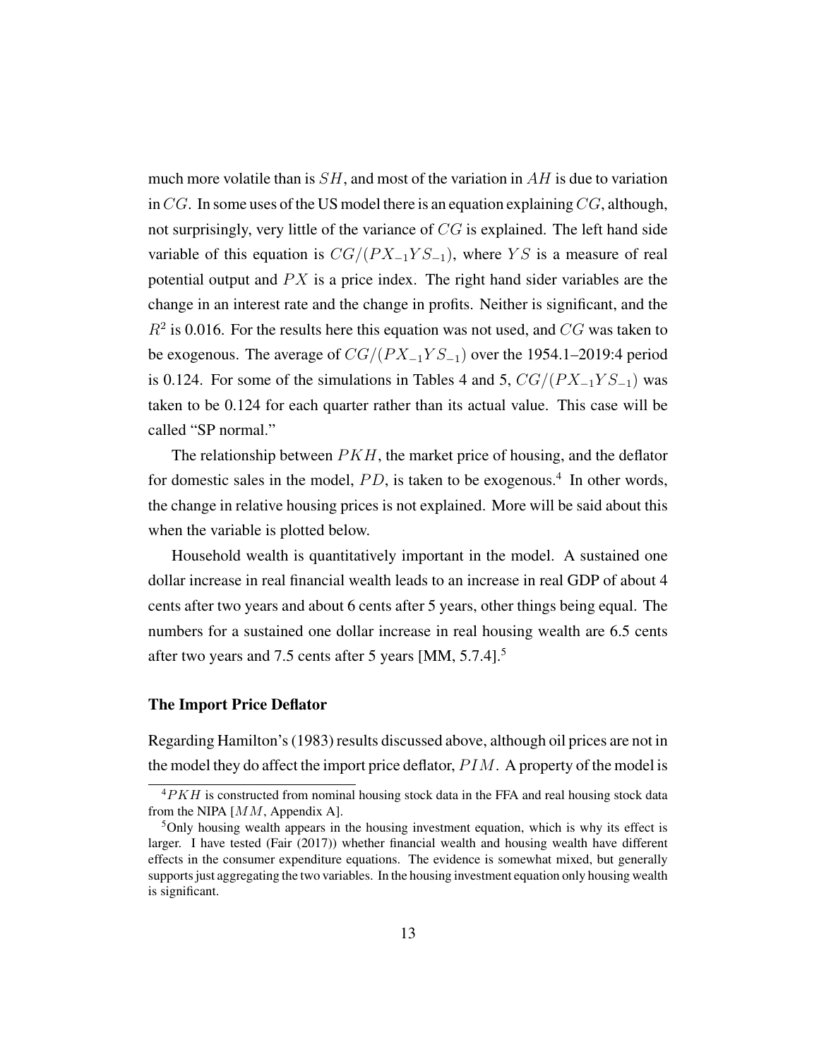much more volatile than is $SH$, and most of the variation in $AH$ is due to variation in $CG$. In some uses of the US model there is an equation explaining $CG$, although, not surprisingly, very little of the variance of $CG$ is explained. The left hand side variable of this equation is $CG/(PX_{-1}YS_{-1})$, where $YS$ is a measure of real potential output and $PX$ is a price index. The right hand sider variables are the change in an interest rate and the change in profits. Neither is significant, and the $R^2$ is 0.016. For the results here this equation was not used, and $CG$ was taken to be exogenous. The average of $CG/(PX_{-1}YS_{-1})$ over the 1954.1–2019:4 period is 0.124. For some of the simulations in Tables 4 and 5, $CG/(PX_{-1}YS_{-1})$ was taken to be 0.124 for each quarter rather than its actual value. This case will be called "SP normal."

The relationship between $PKH$, the market price of housing, and the deflator for domestic sales in the model, $PD$, is taken to be exogenous.[4] In other words, the change in relative housing prices is not explained. More will be said about this when the variable is plotted below.

Household wealth is quantitatively important in the model. A sustained one dollar increase in real financial wealth leads to an increase in real GDP of about 4 cents after two years and about 6 cents after 5 years, other things being equal. The numbers for a sustained one dollar increase in real housing wealth are 6.5 cents after two years and 7.5 cents after 5 years [MM, 5.7.4].[5]

### The Import Price Deflator

Regarding Hamilton's (1983) results discussed above, although oil prices are not in the model they do affect the import price deflator, $PIM$. A property of the model is

[4] $PKH$ is constructed from nominal housing stock data in the FFA and real housing stock data from the NIPA [$MM$, Appendix A].

[5] Only housing wealth appears in the housing investment equation, which is why its effect is larger. I have tested (Fair (2017)) whether financial wealth and housing wealth have different effects in the consumer expenditure equations. The evidence is somewhat mixed, but generally supports just aggregating the two variables. In the housing investment equation only housing wealth is significant.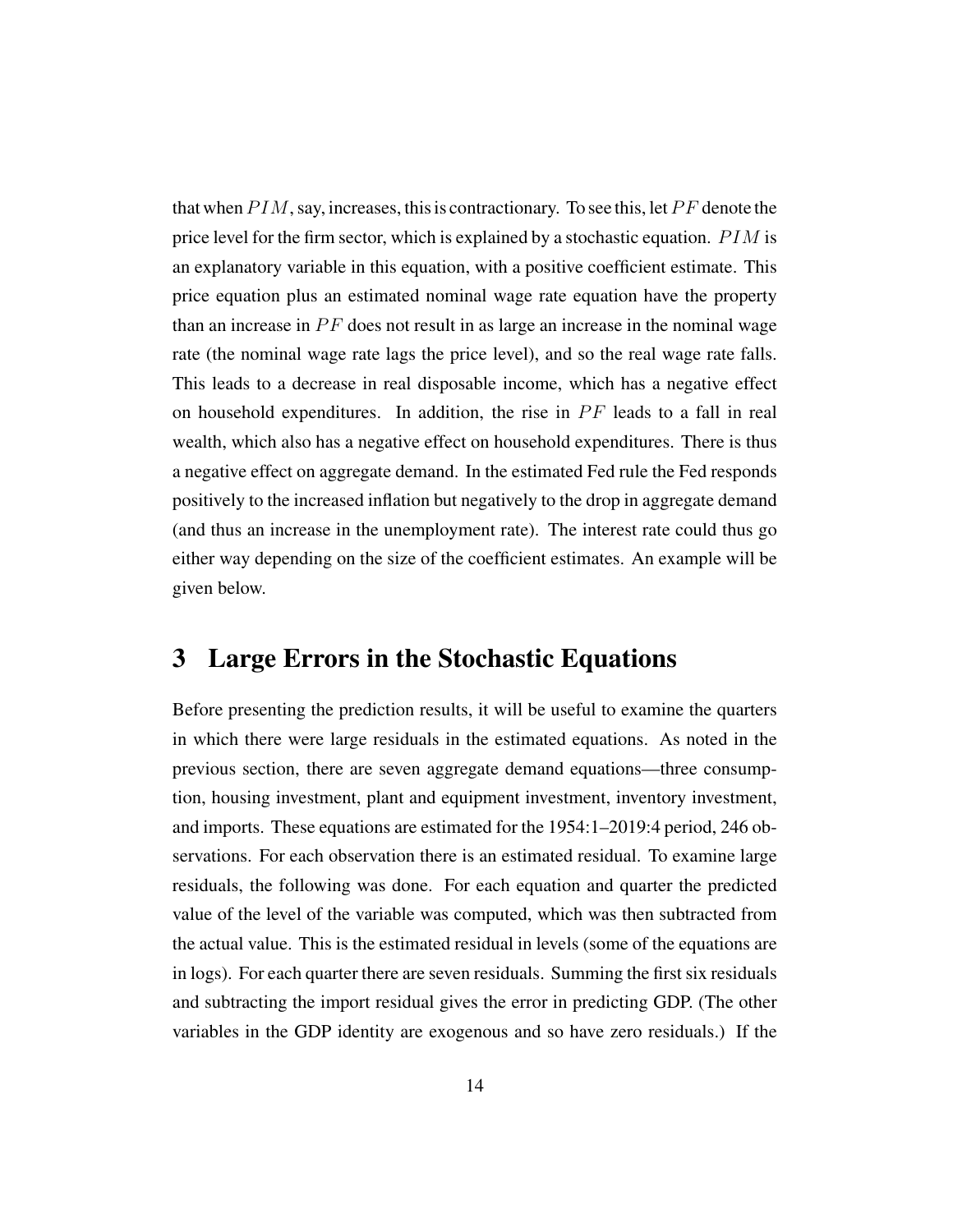that when $PIM$, say, increases, this is contractionary. To see this, let $PF$ denote the price level for the firm sector, which is explained by a stochastic equation. $PIM$ is an explanatory variable in this equation, with a positive coefficient estimate. This price equation plus an estimated nominal wage rate equation have the property than an increase in $PF$ does not result in as large an increase in the nominal wage rate (the nominal wage rate lags the price level), and so the real wage rate falls. This leads to a decrease in real disposable income, which has a negative effect on household expenditures. In addition, the rise in $PF$ leads to a fall in real wealth, which also has a negative effect on household expenditures. There is thus a negative effect on aggregate demand. In the estimated Fed rule the Fed responds positively to the increased inflation but negatively to the drop in aggregate demand (and thus an increase in the unemployment rate). The interest rate could thus go either way depending on the size of the coefficient estimates. An example will be given below.

## 3 Large Errors in the Stochastic Equations

Before presenting the prediction results, it will be useful to examine the quarters in which there were large residuals in the estimated equations. As noted in the previous section, there are seven aggregate demand equations—three consumption, housing investment, plant and equipment investment, inventory investment, and imports. These equations are estimated for the 1954:1–2019:4 period, 246 observations. For each observation there is an estimated residual. To examine large residuals, the following was done. For each equation and quarter the predicted value of the level of the variable was computed, which was then subtracted from the actual value. This is the estimated residual in levels (some of the equations are in logs). For each quarter there are seven residuals. Summing the first six residuals and subtracting the import residual gives the error in predicting GDP. (The other variables in the GDP identity are exogenous and so have zero residuals.) If the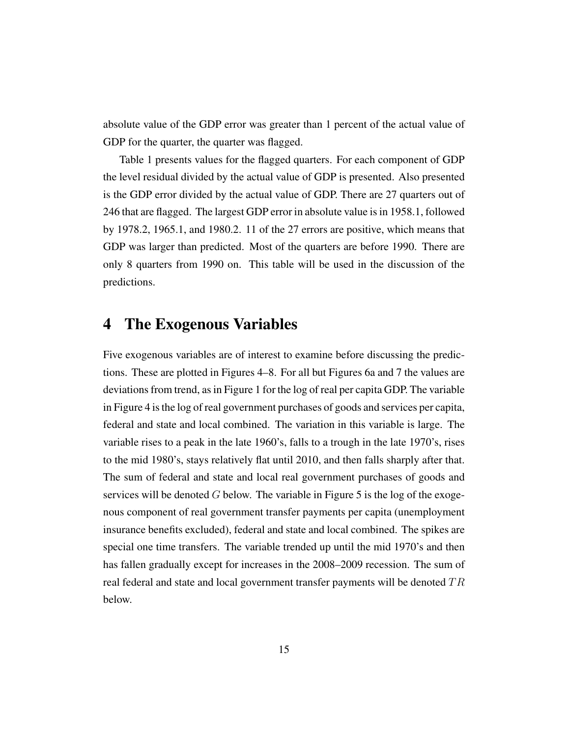absolute value of the GDP error was greater than 1 percent of the actual value of GDP for the quarter, the quarter was flagged.

Table 1 presents values for the flagged quarters. For each component of GDP the level residual divided by the actual value of GDP is presented. Also presented is the GDP error divided by the actual value of GDP. There are 27 quarters out of 246 that are flagged. The largest GDP error in absolute value is in 1958.1, followed by 1978.2, 1965.1, and 1980.2. 11 of the 27 errors are positive, which means that GDP was larger than predicted. Most of the quarters are before 1990. There are only 8 quarters from 1990 on. This table will be used in the discussion of the predictions.

# 4 The Exogenous Variables

Five exogenous variables are of interest to examine before discussing the predictions. These are plotted in Figures 4–8. For all but Figures 6a and 7 the values are deviations from trend, as in Figure 1 for the log of real per capita GDP. The variable in Figure 4 is the log of real government purchases of goods and services per capita, federal and state and local combined. The variation in this variable is large. The variable rises to a peak in the late 1960's, falls to a trough in the late 1970's, rises to the mid 1980's, stays relatively flat until 2010, and then falls sharply after that. The sum of federal and state and local real government purchases of goods and services will be denoted $G$ below. The variable in Figure 5 is the log of the exogenous component of real government transfer payments per capita (unemployment insurance benefits excluded), federal and state and local combined. The spikes are special one time transfers. The variable trended up until the mid 1970's and then has fallen gradually except for increases in the 2008–2009 recession. The sum of real federal and state and local government transfer payments will be denoted $TR$ below.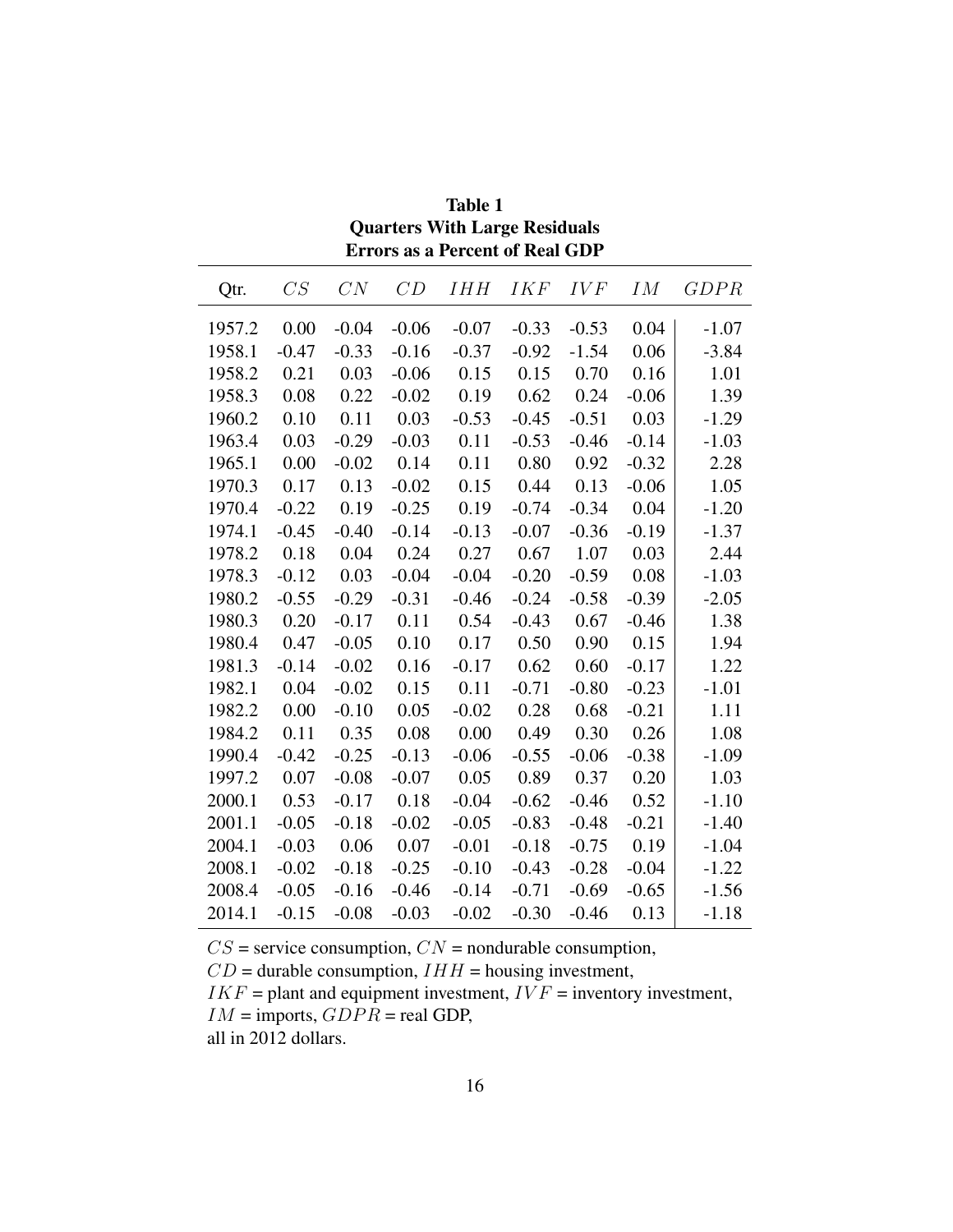**Table 1**
**Quarters With Large Residuals**
**Errors as a Percent of Real GDP**

| Qtr. | $CS$ | $CN$ | $CD$ | $IHH$ | $IKF$ | $IVF$ | $IM$ | $GDPR$ |
|---|---|---|---|---|---|---|---|---|
| 1957.2 | 0.00 | -0.04 | -0.06 | -0.07 | -0.33 | -0.53 | 0.04 | -1.07 |
| 1958.1 | -0.47 | -0.33 | -0.16 | -0.37 | -0.92 | -1.54 | 0.06 | -3.84 |
| 1958.2 | 0.21 | 0.03 | -0.06 | 0.15 | 0.15 | 0.70 | 0.16 | 1.01 |
| 1958.3 | 0.08 | 0.22 | -0.02 | 0.19 | 0.62 | 0.24 | -0.06 | 1.39 |
| 1960.2 | 0.10 | 0.11 | 0.03 | -0.53 | -0.45 | -0.51 | 0.03 | -1.29 |
| 1963.4 | 0.03 | -0.29 | -0.03 | 0.11 | -0.53 | -0.46 | -0.14 | -1.03 |
| 1965.1 | 0.00 | -0.02 | 0.14 | 0.11 | 0.80 | 0.92 | -0.32 | 2.28 |
| 1970.3 | 0.17 | 0.13 | -0.02 | 0.15 | 0.44 | 0.13 | -0.06 | 1.05 |
| 1970.4 | -0.22 | 0.19 | -0.25 | 0.19 | -0.74 | -0.34 | 0.04 | -1.20 |
| 1974.1 | -0.45 | -0.40 | -0.14 | -0.13 | -0.07 | -0.36 | -0.19 | -1.37 |
| 1978.2 | 0.18 | 0.04 | 0.24 | 0.27 | 0.67 | 1.07 | 0.03 | 2.44 |
| 1978.3 | -0.12 | 0.03 | -0.04 | -0.04 | -0.20 | -0.59 | 0.08 | -1.03 |
| 1980.2 | -0.55 | -0.29 | -0.31 | -0.46 | -0.24 | -0.58 | -0.39 | -2.05 |
| 1980.3 | 0.20 | -0.17 | 0.11 | 0.54 | -0.43 | 0.67 | -0.46 | 1.38 |
| 1980.4 | 0.47 | -0.05 | 0.10 | 0.17 | 0.50 | 0.90 | 0.15 | 1.94 |
| 1981.3 | -0.14 | -0.02 | 0.16 | -0.17 | 0.62 | 0.60 | -0.17 | 1.22 |
| 1982.1 | 0.04 | -0.02 | 0.15 | 0.11 | -0.71 | -0.80 | -0.23 | -1.01 |
| 1982.2 | 0.00 | -0.10 | 0.05 | -0.02 | 0.28 | 0.68 | -0.21 | 1.11 |
| 1984.2 | 0.11 | 0.35 | 0.08 | 0.00 | 0.49 | 0.30 | 0.26 | 1.08 |
| 1990.4 | -0.42 | -0.25 | -0.13 | -0.06 | -0.55 | -0.06 | -0.38 | -1.09 |
| 1997.2 | 0.07 | -0.08 | -0.07 | 0.05 | 0.89 | 0.37 | 0.20 | 1.03 |
| 2000.1 | 0.53 | -0.17 | 0.18 | -0.04 | -0.62 | -0.46 | 0.52 | -1.10 |
| 2001.1 | -0.05 | -0.18 | -0.02 | -0.05 | -0.83 | -0.48 | -0.21 | -1.40 |
| 2004.1 | -0.03 | 0.06 | 0.07 | -0.01 | -0.18 | -0.75 | 0.19 | -1.04 |
| 2008.1 | -0.02 | -0.18 | -0.25 | -0.10 | -0.43 | -0.28 | -0.04 | -1.22 |
| 2008.4 | -0.05 | -0.16 | -0.46 | -0.14 | -0.71 | -0.69 | -0.65 | -1.56 |
| 2014.1 | -0.15 | -0.08 | -0.03 | -0.02 | -0.30 | -0.46 | 0.13 | -1.18 |

$CS$ = service consumption, $CN$ = nondurable consumption,
$CD$ = durable consumption, $IHH$ = housing investment,
$IKF$ = plant and equipment investment, $IVF$ = inventory investment,
$IM$ = imports, $GDPR$ = real GDP,
all in 2012 dollars.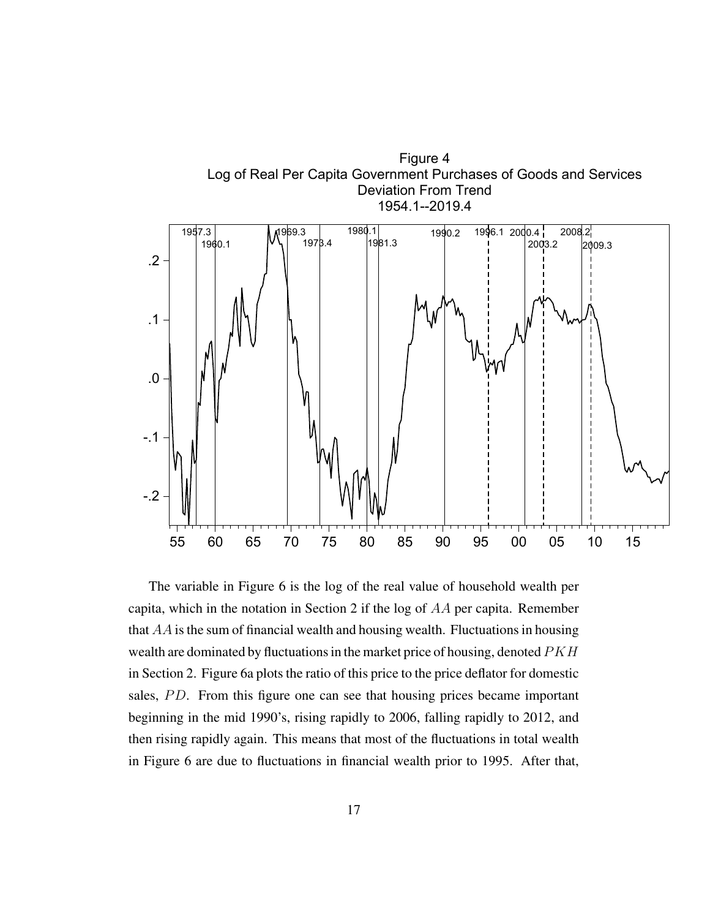Figure 4
Log of Real Per Capita Government Purchases of Goods and Services
Deviation From Trend
1954.1--2019.4

The variable in Figure 6 is the log of the real value of household wealth per capita, which in the notation in Section 2 if the log of $AA$ per capita. Remember that $AA$ is the sum of financial wealth and housing wealth. Fluctuations in housing wealth are dominated by fluctuations in the market price of housing, denoted $PKH$ in Section 2. Figure 6a plots the ratio of this price to the price deflator for domestic sales, $PD$. From this figure one can see that housing prices became important beginning in the mid 1990's, rising rapidly to 2006, falling rapidly to 2012, and then rising rapidly again. This means that most of the fluctuations in total wealth in Figure 6 are due to fluctuations in financial wealth prior to 1995. After that,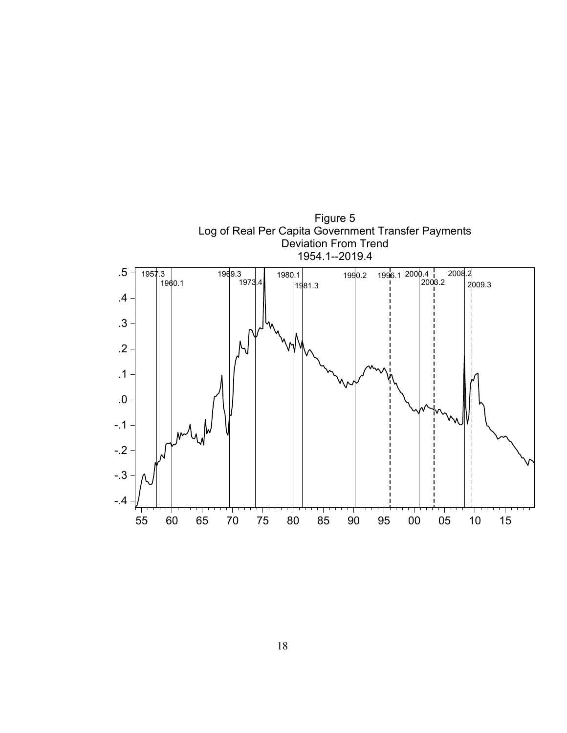Figure 5
Log of Real Per Capita Government Transfer Payments
Deviation From Trend
1954.1--2019.4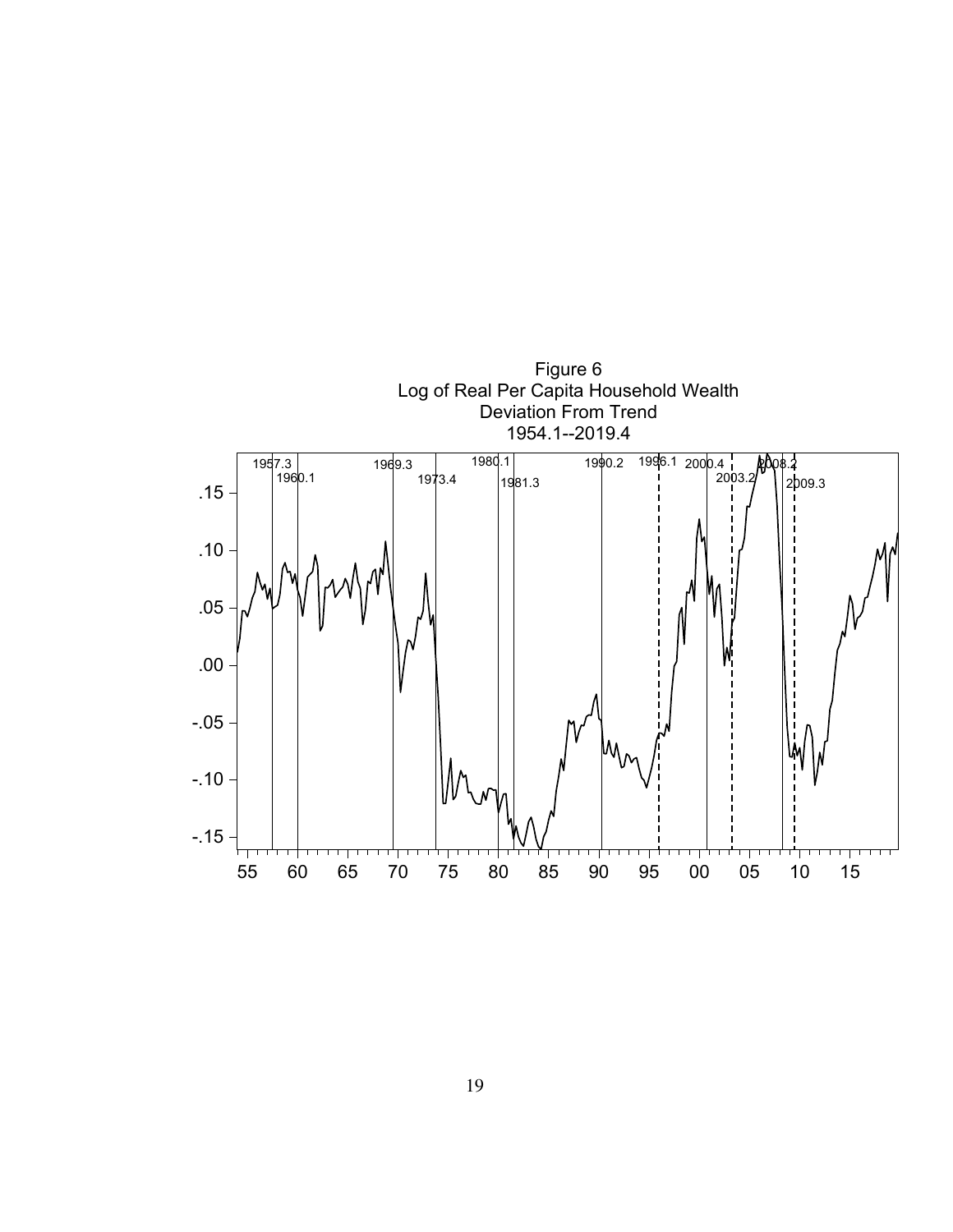Figure 6
Log of Real Per Capita Household Wealth
Deviation From Trend
1954.1--2019.4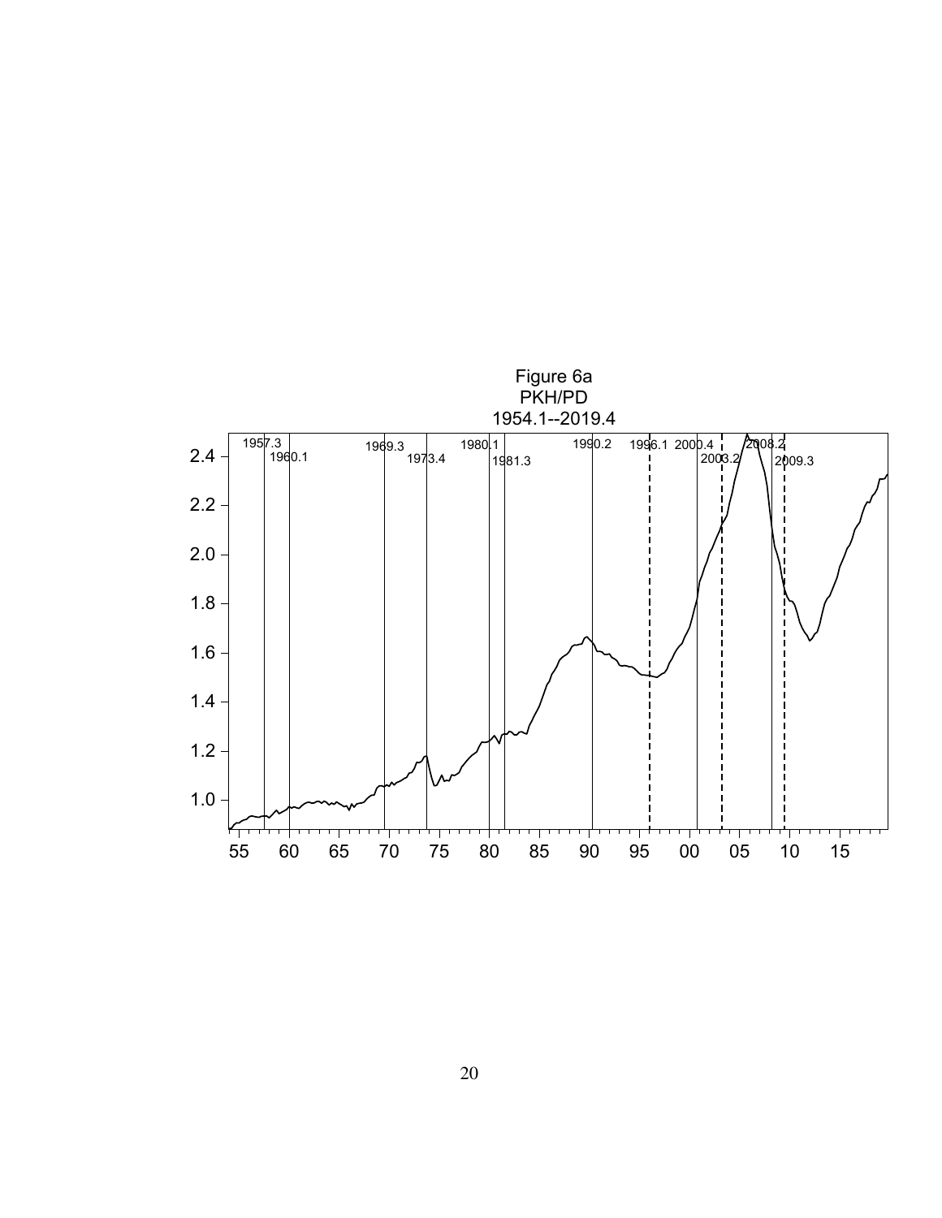Figure 6a
PKH/PD
1954.1--2019.4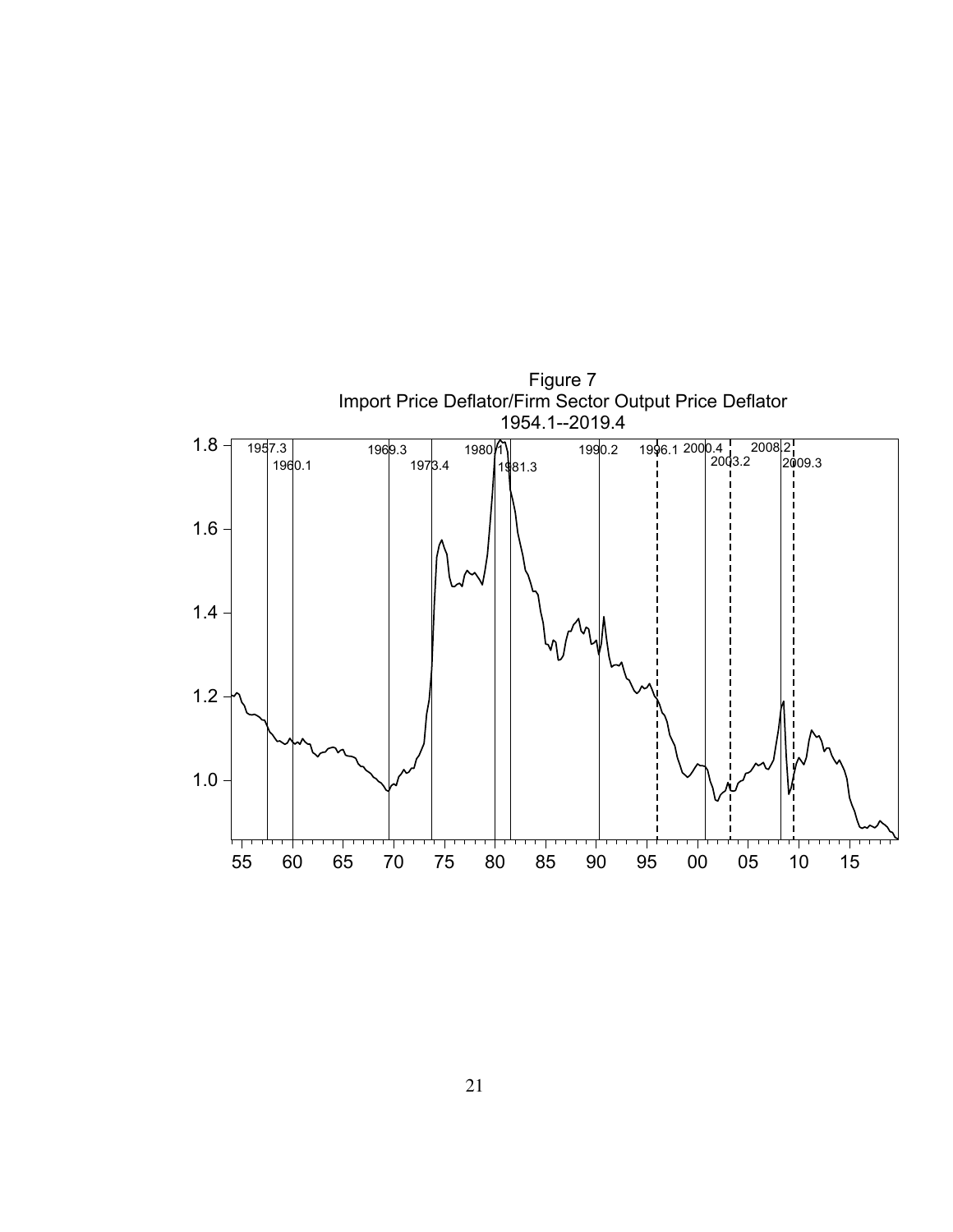Figure 7
Import Price Deflator/Firm Sector Output Price Deflator
1954.1--2019.4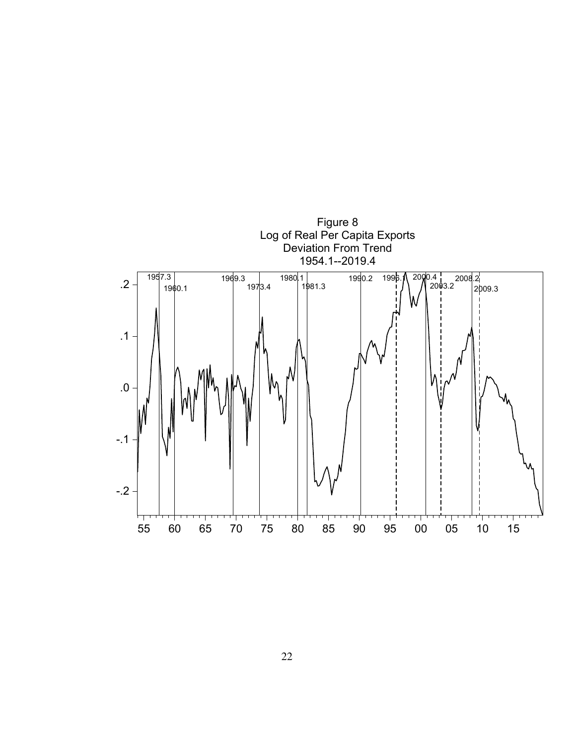Figure 8
Log of Real Per Capita Exports
Deviation From Trend
1954.1--2019.4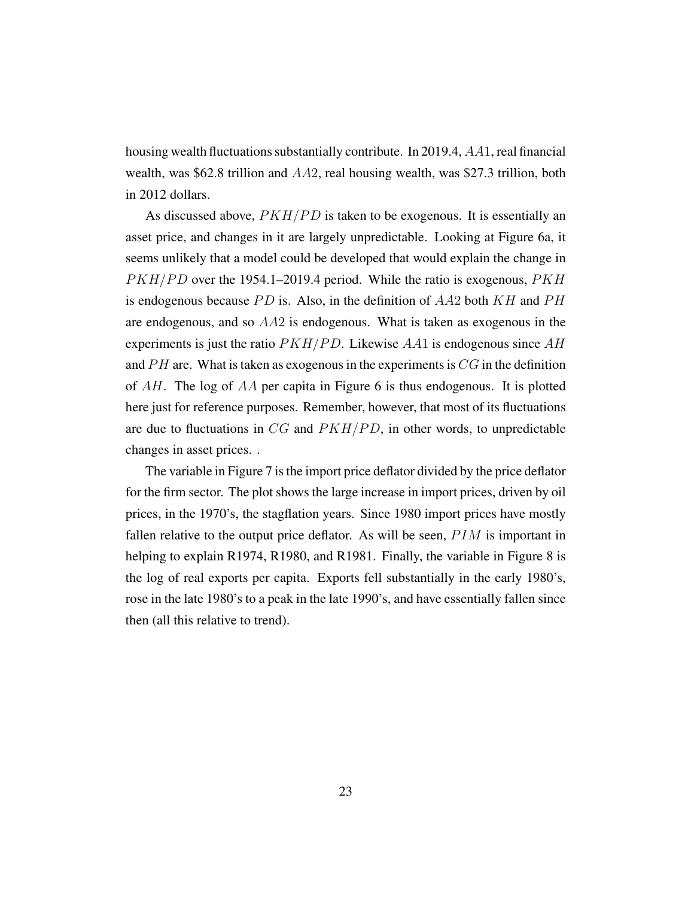housing wealth fluctuations substantially contribute. In 2019.4, $AA1$, real financial wealth, was \$62.8 trillion and $AA2$, real housing wealth, was \$27.3 trillion, both in 2012 dollars.

As discussed above, $PKH/PD$ is taken to be exogenous. It is essentially an asset price, and changes in it are largely unpredictable. Looking at Figure 6a, it seems unlikely that a model could be developed that would explain the change in $PKH/PD$ over the 1954.1–2019.4 period. While the ratio is exogenous, $PKH$ is endogenous because $PD$ is. Also, in the definition of $AA2$ both $KH$ and $PH$ are endogenous, and so $AA2$ is endogenous. What is taken as exogenous in the experiments is just the ratio $PKH/PD$. Likewise $AA1$ is endogenous since $AH$ and $PH$ are. What is taken as exogenous in the experiments is $CG$ in the definition of $AH$. The log of $AA$ per capita in Figure 6 is thus endogenous. It is plotted here just for reference purposes. Remember, however, that most of its fluctuations are due to fluctuations in $CG$ and $PKH/PD$, in other words, to unpredictable changes in asset prices. .

The variable in Figure 7 is the import price deflator divided by the price deflator for the firm sector. The plot shows the large increase in import prices, driven by oil prices, in the 1970's, the stagflation years. Since 1980 import prices have mostly fallen relative to the output price deflator. As will be seen, $PIM$ is important in helping to explain R1974, R1980, and R1981. Finally, the variable in Figure 8 is the log of real exports per capita. Exports fell substantially in the early 1980's, rose in the late 1980's to a peak in the late 1990's, and have essentially fallen since then (all this relative to trend).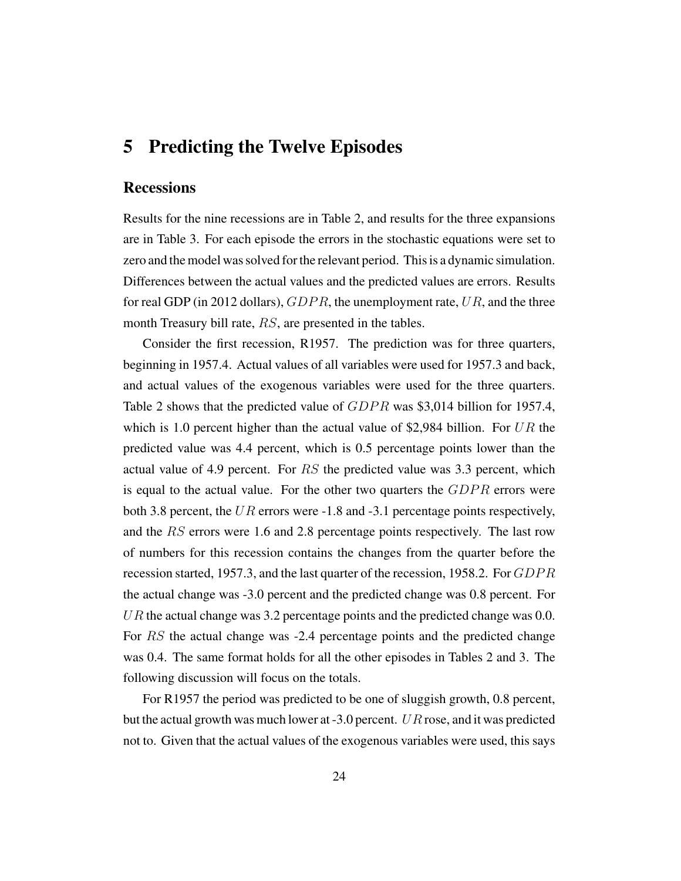# 5 Predicting the Twelve Episodes

## Recessions

Results for the nine recessions are in Table 2, and results for the three expansions are in Table 3. For each episode the errors in the stochastic equations were set to zero and the model was solved for the relevant period. This is a dynamic simulation. Differences between the actual values and the predicted values are errors. Results for real GDP (in 2012 dollars), $GDPR$, the unemployment rate, $UR$, and the three month Treasury bill rate, $RS$, are presented in the tables.

Consider the first recession, R1957. The prediction was for three quarters, beginning in 1957.4. Actual values of all variables were used for 1957.3 and back, and actual values of the exogenous variables were used for the three quarters. Table 2 shows that the predicted value of $GDPR$ was \$3,014 billion for 1957.4, which is 1.0 percent higher than the actual value of \$2,984 billion. For $UR$ the predicted value was 4.4 percent, which is 0.5 percentage points lower than the actual value of 4.9 percent. For $RS$ the predicted value was 3.3 percent, which is equal to the actual value. For the other two quarters the $GDPR$ errors were both 3.8 percent, the $UR$ errors were -1.8 and -3.1 percentage points respectively, and the $RS$ errors were 1.6 and 2.8 percentage points respectively. The last row of numbers for this recession contains the changes from the quarter before the recession started, 1957.3, and the last quarter of the recession, 1958.2. For $GDPR$ the actual change was -3.0 percent and the predicted change was 0.8 percent. For $UR$ the actual change was 3.2 percentage points and the predicted change was 0.0. For $RS$ the actual change was -2.4 percentage points and the predicted change was 0.4. The same format holds for all the other episodes in Tables 2 and 3. The following discussion will focus on the totals.

For R1957 the period was predicted to be one of sluggish growth, 0.8 percent, but the actual growth was much lower at -3.0 percent. $UR$ rose, and it was predicted not to. Given that the actual values of the exogenous variables were used, this says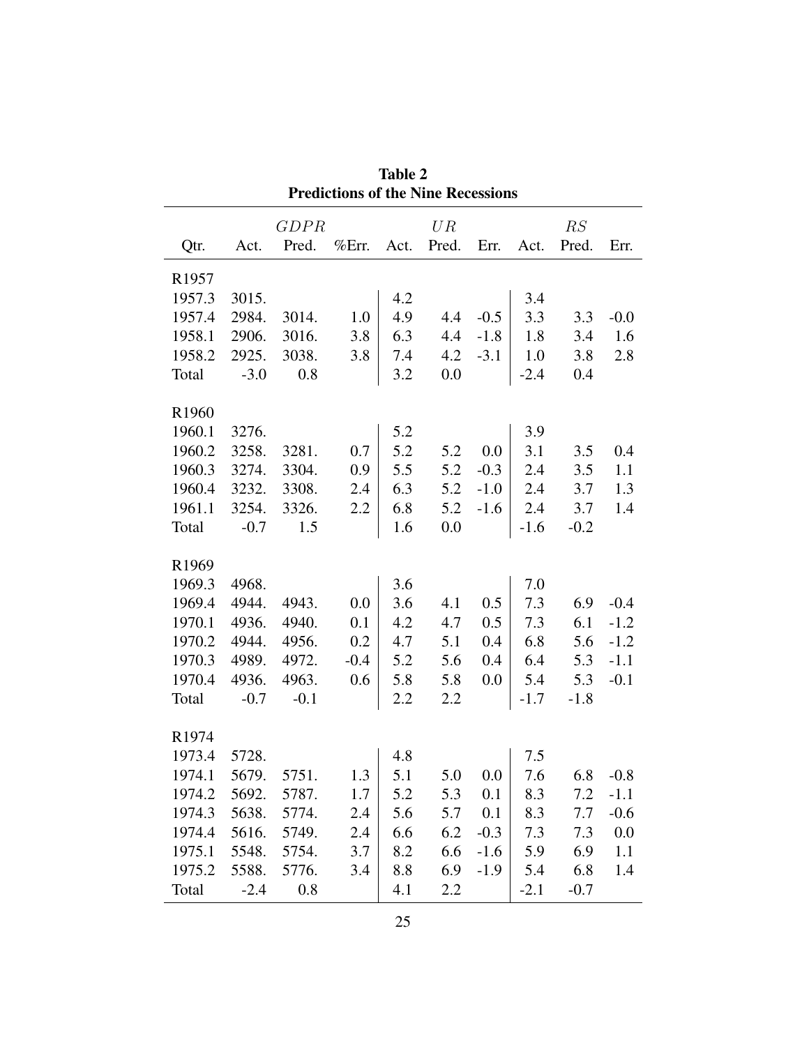**Table 2**
**Predictions of the Nine Recessions**

| | $GDPR$ | | | $UR$ | | | $RS$ | | |
|---|---|---|---|---|---|---|---|---|---|
| Qtr. | Act. | Pred. | %Err. | Act. | Pred. | Err. | Act. | Pred. | Err. |
| R1957 | | | | | | | | | |
| 1957.3 | 3015. | | | 4.2 | | | 3.4 | | |
| 1957.4 | 2984. | 3014. | 1.0 | 4.9 | 4.4 | -0.5 | 3.3 | 3.3 | -0.0 |
| 1958.1 | 2906. | 3016. | 3.8 | 6.3 | 4.4 | -1.8 | 1.8 | 3.4 | 1.6 |
| 1958.2 | 2925. | 3038. | 3.8 | 7.4 | 4.2 | -3.1 | 1.0 | 3.8 | 2.8 |
| Total | -3.0 | 0.8 | | 3.2 | 0.0 | | -2.4 | 0.4 | |
| R1960 | | | | | | | | | |
| 1960.1 | 3276. | | | 5.2 | | | 3.9 | | |
| 1960.2 | 3258. | 3281. | 0.7 | 5.2 | 5.2 | 0.0 | 3.1 | 3.5 | 0.4 |
| 1960.3 | 3274. | 3304. | 0.9 | 5.5 | 5.2 | -0.3 | 2.4 | 3.5 | 1.1 |
| 1960.4 | 3232. | 3308. | 2.4 | 6.3 | 5.2 | -1.0 | 2.4 | 3.7 | 1.3 |
| 1961.1 | 3254. | 3326. | 2.2 | 6.8 | 5.2 | -1.6 | 2.4 | 3.7 | 1.4 |
| Total | -0.7 | 1.5 | | 1.6 | 0.0 | | -1.6 | -0.2 | |
| R1969 | | | | | | | | | |
| 1969.3 | 4968. | | | 3.6 | | | 7.0 | | |
| 1969.4 | 4944. | 4943. | 0.0 | 3.6 | 4.1 | 0.5 | 7.3 | 6.9 | -0.4 |
| 1970.1 | 4936. | 4940. | 0.1 | 4.2 | 4.7 | 0.5 | 7.3 | 6.1 | -1.2 |
| 1970.2 | 4944. | 4956. | 0.2 | 4.7 | 5.1 | 0.4 | 6.8 | 5.6 | -1.2 |
| 1970.3 | 4989. | 4972. | -0.4 | 5.2 | 5.6 | 0.4 | 6.4 | 5.3 | -1.1 |
| 1970.4 | 4936. | 4963. | 0.6 | 5.8 | 5.8 | 0.0 | 5.4 | 5.3 | -0.1 |
| Total | -0.7 | -0.1 | | 2.2 | 2.2 | | -1.7 | -1.8 | |
| R1974 | | | | | | | | | |
| 1973.4 | 5728. | | | 4.8 | | | 7.5 | | |
| 1974.1 | 5679. | 5751. | 1.3 | 5.1 | 5.0 | 0.0 | 7.6 | 6.8 | -0.8 |
| 1974.2 | 5692. | 5787. | 1.7 | 5.2 | 5.3 | 0.1 | 8.3 | 7.2 | -1.1 |
| 1974.3 | 5638. | 5774. | 2.4 | 5.6 | 5.7 | 0.1 | 8.3 | 7.7 | -0.6 |
| 1974.4 | 5616. | 5749. | 2.4 | 6.6 | 6.2 | -0.3 | 7.3 | 7.3 | 0.0 |
| 1975.1 | 5548. | 5754. | 3.7 | 8.2 | 6.6 | -1.6 | 5.9 | 6.9 | 1.1 |
| 1975.2 | 5588. | 5776. | 3.4 | 8.8 | 6.9 | -1.9 | 5.4 | 6.8 | 1.4 |
| Total | -2.4 | 0.8 | | 4.1 | 2.2 | | -2.1 | -0.7 | |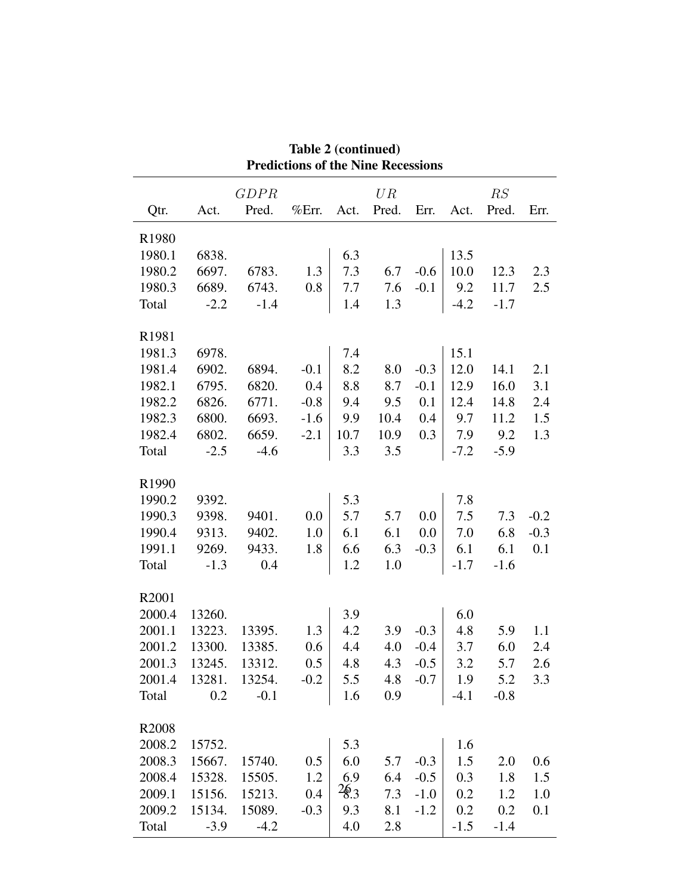**Table 2 (continued)**
**Predictions of the Nine Recessions**

| | $GDPR$ | | | $UR$ | | | $RS$ | | |
|---|---|---|---|---|---|---|---|---|---|
| Qtr. | Act. | Pred. | %Err. | Act. | Pred. | Err. | Act. | Pred. | Err. |
| R1980 | | | | | | | | | |
| 1980.1 | 6838. | | | 6.3 | | | 13.5 | | |
| 1980.2 | 6697. | 6783. | 1.3 | 7.3 | 6.7 | -0.6 | 10.0 | 12.3 | 2.3 |
| 1980.3 | 6689. | 6743. | 0.8 | 7.7 | 7.6 | -0.1 | 9.2 | 11.7 | 2.5 |
| Total | -2.2 | -1.4 | | 1.4 | 1.3 | | -4.2 | -1.7 | |
| R1981 | | | | | | | | | |
| 1981.3 | 6978. | | | 7.4 | | | 15.1 | | |
| 1981.4 | 6902. | 6894. | -0.1 | 8.2 | 8.0 | -0.3 | 12.0 | 14.1 | 2.1 |
| 1982.1 | 6795. | 6820. | 0.4 | 8.8 | 8.7 | -0.1 | 12.9 | 16.0 | 3.1 |
| 1982.2 | 6826. | 6771. | -0.8 | 9.4 | 9.5 | 0.1 | 12.4 | 14.8 | 2.4 |
| 1982.3 | 6800. | 6693. | -1.6 | 9.9 | 10.4 | 0.4 | 9.7 | 11.2 | 1.5 |
| 1982.4 | 6802. | 6659. | -2.1 | 10.7 | 10.9 | 0.3 | 7.9 | 9.2 | 1.3 |
| Total | -2.5 | -4.6 | | 3.3 | 3.5 | | -7.2 | -5.9 | |
| R1990 | | | | | | | | | |
| 1990.2 | 9392. | | | 5.3 | | | 7.8 | | |
| 1990.3 | 9398. | 9401. | 0.0 | 5.7 | 5.7 | 0.0 | 7.5 | 7.3 | -0.2 |
| 1990.4 | 9313. | 9402. | 1.0 | 6.1 | 6.1 | 0.0 | 7.0 | 6.8 | -0.3 |
| 1991.1 | 9269. | 9433. | 1.8 | 6.6 | 6.3 | -0.3 | 6.1 | 6.1 | 0.1 |
| Total | -1.3 | 0.4 | | 1.2 | 1.0 | | -1.7 | -1.6 | |
| R2001 | | | | | | | | | |
| 2000.4 | 13260. | | | 3.9 | | | 6.0 | | |
| 2001.1 | 13223. | 13395. | 1.3 | 4.2 | 3.9 | -0.3 | 4.8 | 5.9 | 1.1 |
| 2001.2 | 13300. | 13385. | 0.6 | 4.4 | 4.0 | -0.4 | 3.7 | 6.0 | 2.4 |
| 2001.3 | 13245. | 13312. | 0.5 | 4.8 | 4.3 | -0.5 | 3.2 | 5.7 | 2.6 |
| 2001.4 | 13281. | 13254. | -0.2 | 5.5 | 4.8 | -0.7 | 1.9 | 5.2 | 3.3 |
| Total | 0.2 | -0.1 | | 1.6 | 0.9 | | -4.1 | -0.8 | |
| R2008 | | | | | | | | | |
| 2008.2 | 15752. | | | 5.3 | | | 1.6 | | |
| 2008.3 | 15667. | 15740. | 0.5 | 6.0 | 5.7 | -0.3 | 1.5 | 2.0 | 0.6 |
| 2008.4 | 15328. | 15505. | 1.2 | 6.9 | 6.4 | -0.5 | 0.3 | 1.8 | 1.5 |
| 2009.1 | 15156. | 15213. | 0.4 | 8.3 | 7.3 | -1.0 | 0.2 | 1.2 | 1.0 |
| 2009.2 | 15134. | 15089. | -0.3 | 9.3 | 8.1 | -1.2 | 0.2 | 0.2 | 0.1 |
| Total | -3.9 | -4.2 | | 4.0 | 2.8 | | -1.5 | -1.4 | |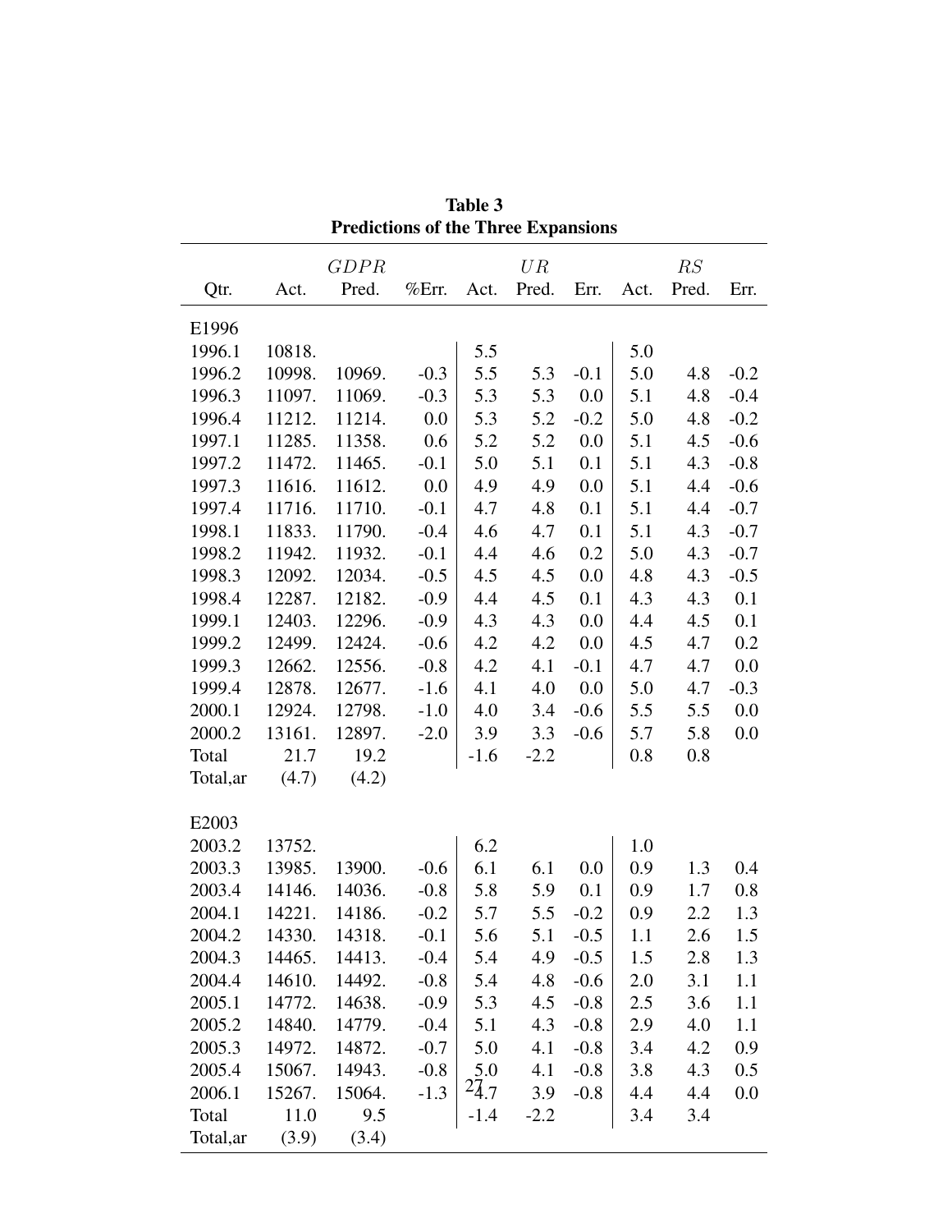**Table 3**
**Predictions of the Three Expansions**

| | $GDPR$ | | | $UR$ | | | $RS$ | | |
|---|---|---|---|---|---|---|---|---|---|
| Qtr. | Act. | Pred. | %Err. | Act. | Pred. | Err. | Act. | Pred. | Err. |
| E1996 | | | | | | | | | |
| 1996.1 | 10818. | | | 5.5 | | | 5.0 | | |
| 1996.2 | 10998. | 10969. | -0.3 | 5.5 | 5.3 | -0.1 | 5.0 | 4.8 | -0.2 |
| 1996.3 | 11097. | 11069. | -0.3 | 5.3 | 5.3 | 0.0 | 5.1 | 4.8 | -0.4 |
| 1996.4 | 11212. | 11214. | 0.0 | 5.3 | 5.2 | -0.2 | 5.0 | 4.8 | -0.2 |
| 1997.1 | 11285. | 11358. | 0.6 | 5.2 | 5.2 | 0.0 | 5.1 | 4.5 | -0.6 |
| 1997.2 | 11472. | 11465. | -0.1 | 5.0 | 5.1 | 0.1 | 5.1 | 4.3 | -0.8 |
| 1997.3 | 11616. | 11612. | 0.0 | 4.9 | 4.9 | 0.0 | 5.1 | 4.4 | -0.6 |
| 1997.4 | 11716. | 11710. | -0.1 | 4.7 | 4.8 | 0.1 | 5.1 | 4.4 | -0.7 |
| 1998.1 | 11833. | 11790. | -0.4 | 4.6 | 4.7 | 0.1 | 5.1 | 4.3 | -0.7 |
| 1998.2 | 11942. | 11932. | -0.1 | 4.4 | 4.6 | 0.2 | 5.0 | 4.3 | -0.7 |
| 1998.3 | 12092. | 12034. | -0.5 | 4.5 | 4.5 | 0.0 | 4.8 | 4.3 | -0.5 |
| 1998.4 | 12287. | 12182. | -0.9 | 4.4 | 4.5 | 0.1 | 4.3 | 4.3 | 0.1 |
| 1999.1 | 12403. | 12296. | -0.9 | 4.3 | 4.3 | 0.0 | 4.4 | 4.5 | 0.1 |
| 1999.2 | 12499. | 12424. | -0.6 | 4.2 | 4.2 | 0.0 | 4.5 | 4.7 | 0.2 |
| 1999.3 | 12662. | 12556. | -0.8 | 4.2 | 4.1 | -0.1 | 4.7 | 4.7 | 0.0 |
| 1999.4 | 12878. | 12677. | -1.6 | 4.1 | 4.0 | 0.0 | 5.0 | 4.7 | -0.3 |
| 2000.1 | 12924. | 12798. | -1.0 | 4.0 | 3.4 | -0.6 | 5.5 | 5.5 | 0.0 |
| 2000.2 | 13161. | 12897. | -2.0 | 3.9 | 3.3 | -0.6 | 5.7 | 5.8 | 0.0 |
| Total | 21.7 | 19.2 | | -1.6 | -2.2 | | 0.8 | 0.8 | |
| Total,ar | (4.7) | (4.2) | | | | | | | |
| E2003 | | | | | | | | | |
| 2003.2 | 13752. | | | 6.2 | | | 1.0 | | |
| 2003.3 | 13985. | 13900. | -0.6 | 6.1 | 6.1 | 0.0 | 0.9 | 1.3 | 0.4 |
| 2003.4 | 14146. | 14036. | -0.8 | 5.8 | 5.9 | 0.1 | 0.9 | 1.7 | 0.8 |
| 2004.1 | 14221. | 14186. | -0.2 | 5.7 | 5.5 | -0.2 | 0.9 | 2.2 | 1.3 |
| 2004.2 | 14330. | 14318. | -0.1 | 5.6 | 5.1 | -0.5 | 1.1 | 2.6 | 1.5 |
| 2004.3 | 14465. | 14413. | -0.4 | 5.4 | 4.9 | -0.5 | 1.5 | 2.8 | 1.3 |
| 2004.4 | 14610. | 14492. | -0.8 | 5.4 | 4.8 | -0.6 | 2.0 | 3.1 | 1.1 |
| 2005.1 | 14772. | 14638. | -0.9 | 5.3 | 4.5 | -0.8 | 2.5 | 3.6 | 1.1 |
| 2005.2 | 14840. | 14779. | -0.4 | 5.1 | 4.3 | -0.8 | 2.9 | 4.0 | 1.1 |
| 2005.3 | 14972. | 14872. | -0.7 | 5.0 | 4.1 | -0.8 | 3.4 | 4.2 | 0.9 |
| 2005.4 | 15067. | 14943. | -0.8 | 5.0 | 4.1 | -0.8 | 3.8 | 4.3 | 0.5 |
| 2006.1 | 15267. | 15064. | -1.3 | 4.7 | 3.9 | -0.8 | 4.4 | 4.4 | 0.0 |
| Total | 11.0 | 9.5 | | -1.4 | -2.2 | | 3.4 | 3.4 | |
| Total,ar | (3.9) | (3.4) | | | | | | | |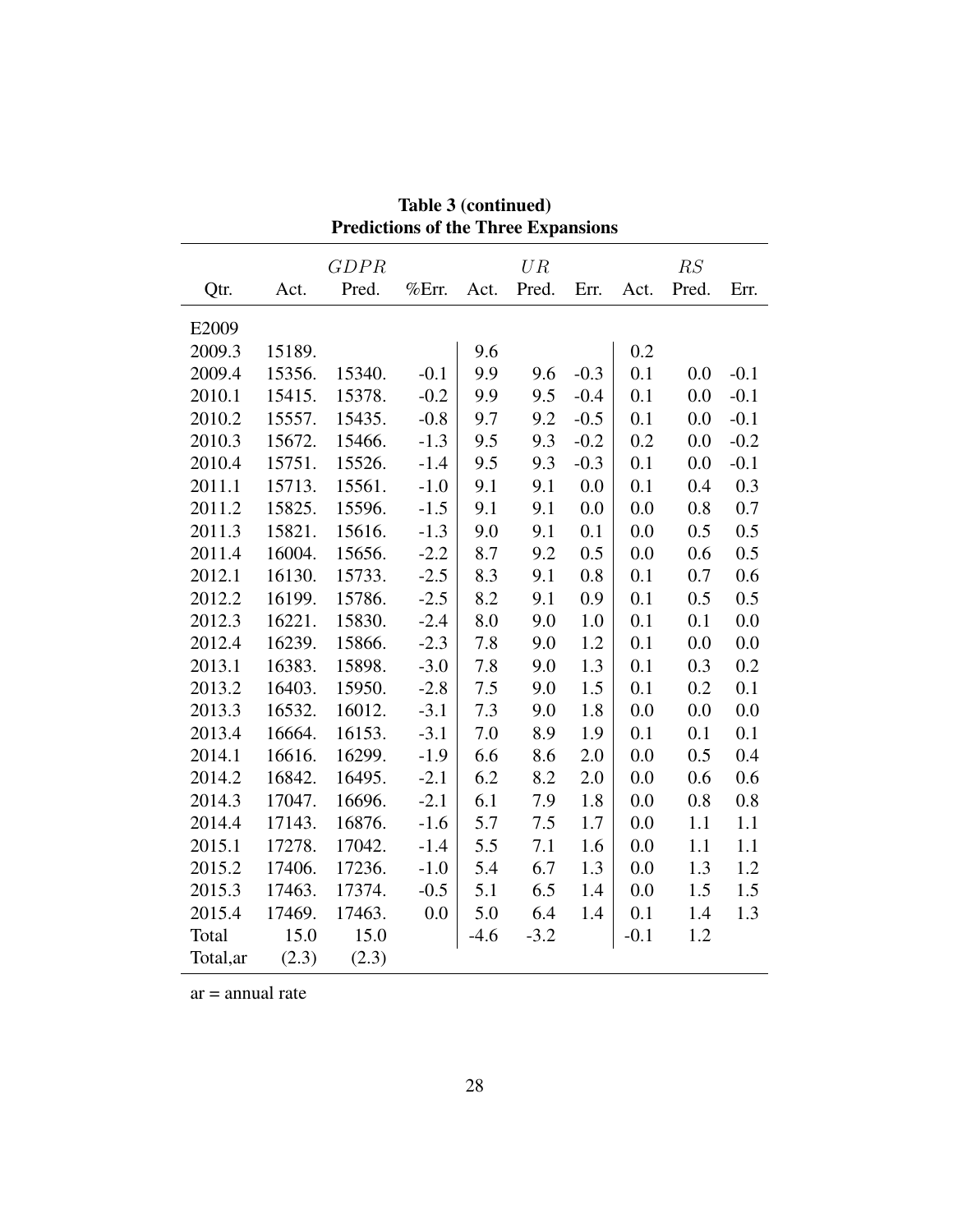**Table 3 (continued)**
**Predictions of the Three Expansions**

| | $GDPR$ | | | $UR$ | | | $RS$ | | |
|---|---|---|---|---|---|---|---|---|---|
| Qtr. | Act. | Pred. | %Err. | Act. | Pred. | Err. | Act. | Pred. | Err. |
| E2009 | | | | | | | | | |
| 2009.3 | 15189. | | | 9.6 | | | 0.2 | | |
| 2009.4 | 15356. | 15340. | -0.1 | 9.9 | 9.6 | -0.3 | 0.1 | 0.0 | -0.1 |
| 2010.1 | 15415. | 15378. | -0.2 | 9.9 | 9.5 | -0.4 | 0.1 | 0.0 | -0.1 |
| 2010.2 | 15557. | 15435. | -0.8 | 9.7 | 9.2 | -0.5 | 0.1 | 0.0 | -0.1 |
| 2010.3 | 15672. | 15466. | -1.3 | 9.5 | 9.3 | -0.2 | 0.2 | 0.0 | -0.2 |
| 2010.4 | 15751. | 15526. | -1.4 | 9.5 | 9.3 | -0.3 | 0.1 | 0.0 | -0.1 |
| 2011.1 | 15713. | 15561. | -1.0 | 9.1 | 9.1 | 0.0 | 0.1 | 0.4 | 0.3 |
| 2011.2 | 15825. | 15596. | -1.5 | 9.1 | 9.1 | 0.0 | 0.0 | 0.8 | 0.7 |
| 2011.3 | 15821. | 15616. | -1.3 | 9.0 | 9.1 | 0.1 | 0.0 | 0.5 | 0.5 |
| 2011.4 | 16004. | 15656. | -2.2 | 8.7 | 9.2 | 0.5 | 0.0 | 0.6 | 0.5 |
| 2012.1 | 16130. | 15733. | -2.5 | 8.3 | 9.1 | 0.8 | 0.1 | 0.7 | 0.6 |
| 2012.2 | 16199. | 15786. | -2.5 | 8.2 | 9.1 | 0.9 | 0.1 | 0.5 | 0.5 |
| 2012.3 | 16221. | 15830. | -2.4 | 8.0 | 9.0 | 1.0 | 0.1 | 0.1 | 0.0 |
| 2012.4 | 16239. | 15866. | -2.3 | 7.8 | 9.0 | 1.2 | 0.1 | 0.0 | 0.0 |
| 2013.1 | 16383. | 15898. | -3.0 | 7.8 | 9.0 | 1.3 | 0.1 | 0.3 | 0.2 |
| 2013.2 | 16403. | 15950. | -2.8 | 7.5 | 9.0 | 1.5 | 0.1 | 0.2 | 0.1 |
| 2013.3 | 16532. | 16012. | -3.1 | 7.3 | 9.0 | 1.8 | 0.0 | 0.0 | 0.0 |
| 2013.4 | 16664. | 16153. | -3.1 | 7.0 | 8.9 | 1.9 | 0.1 | 0.1 | 0.1 |
| 2014.1 | 16616. | 16299. | -1.9 | 6.6 | 8.6 | 2.0 | 0.0 | 0.5 | 0.4 |
| 2014.2 | 16842. | 16495. | -2.1 | 6.2 | 8.2 | 2.0 | 0.0 | 0.6 | 0.6 |
| 2014.3 | 17047. | 16696. | -2.1 | 6.1 | 7.9 | 1.8 | 0.0 | 0.8 | 0.8 |
| 2014.4 | 17143. | 16876. | -1.6 | 5.7 | 7.5 | 1.7 | 0.0 | 1.1 | 1.1 |
| 2015.1 | 17278. | 17042. | -1.4 | 5.5 | 7.1 | 1.6 | 0.0 | 1.1 | 1.1 |
| 2015.2 | 17406. | 17236. | -1.0 | 5.4 | 6.7 | 1.3 | 0.0 | 1.3 | 1.2 |
| 2015.3 | 17463. | 17374. | -0.5 | 5.1 | 6.5 | 1.4 | 0.0 | 1.5 | 1.5 |
| 2015.4 | 17469. | 17463. | 0.0 | 5.0 | 6.4 | 1.4 | 0.1 | 1.4 | 1.3 |
| Total | 15.0 | 15.0 | | -4.6 | -3.2 | | -0.1 | 1.2 | |
| Total,ar | (2.3) | (2.3) | | | | | | | |

ar = annual rate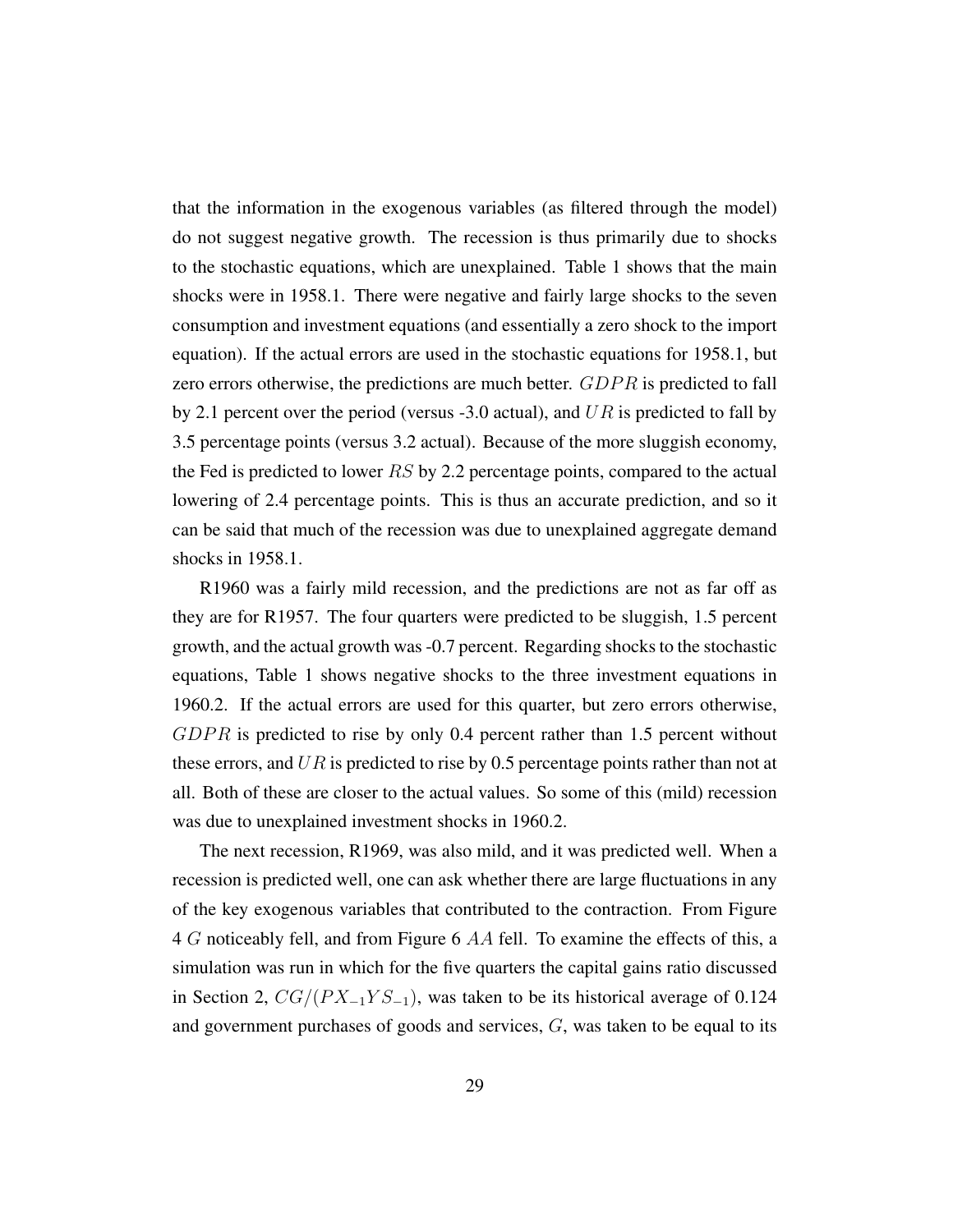that the information in the exogenous variables (as filtered through the model) do not suggest negative growth. The recession is thus primarily due to shocks to the stochastic equations, which are unexplained. Table 1 shows that the main shocks were in 1958.1. There were negative and fairly large shocks to the seven consumption and investment equations (and essentially a zero shock to the import equation). If the actual errors are used in the stochastic equations for 1958.1, but zero errors otherwise, the predictions are much better. $GDPR$ is predicted to fall by 2.1 percent over the period (versus -3.0 actual), and $UR$ is predicted to fall by 3.5 percentage points (versus 3.2 actual). Because of the more sluggish economy, the Fed is predicted to lower $RS$ by 2.2 percentage points, compared to the actual lowering of 2.4 percentage points. This is thus an accurate prediction, and so it can be said that much of the recession was due to unexplained aggregate demand shocks in 1958.1.

R1960 was a fairly mild recession, and the predictions are not as far off as they are for R1957. The four quarters were predicted to be sluggish, 1.5 percent growth, and the actual growth was -0.7 percent. Regarding shocks to the stochastic equations, Table 1 shows negative shocks to the three investment equations in 1960.2. If the actual errors are used for this quarter, but zero errors otherwise, $GDPR$ is predicted to rise by only 0.4 percent rather than 1.5 percent without these errors, and $UR$ is predicted to rise by 0.5 percentage points rather than not at all. Both of these are closer to the actual values. So some of this (mild) recession was due to unexplained investment shocks in 1960.2.

The next recession, R1969, was also mild, and it was predicted well. When a recession is predicted well, one can ask whether there are large fluctuations in any of the key exogenous variables that contributed to the contraction. From Figure 4 $G$ noticeably fell, and from Figure 6 $AA$ fell. To examine the effects of this, a simulation was run in which for the five quarters the capital gains ratio discussed in Section 2, $CG/(PX_{-1}YS_{-1})$, was taken to be its historical average of 0.124 and government purchases of goods and services, $G$, was taken to be equal to its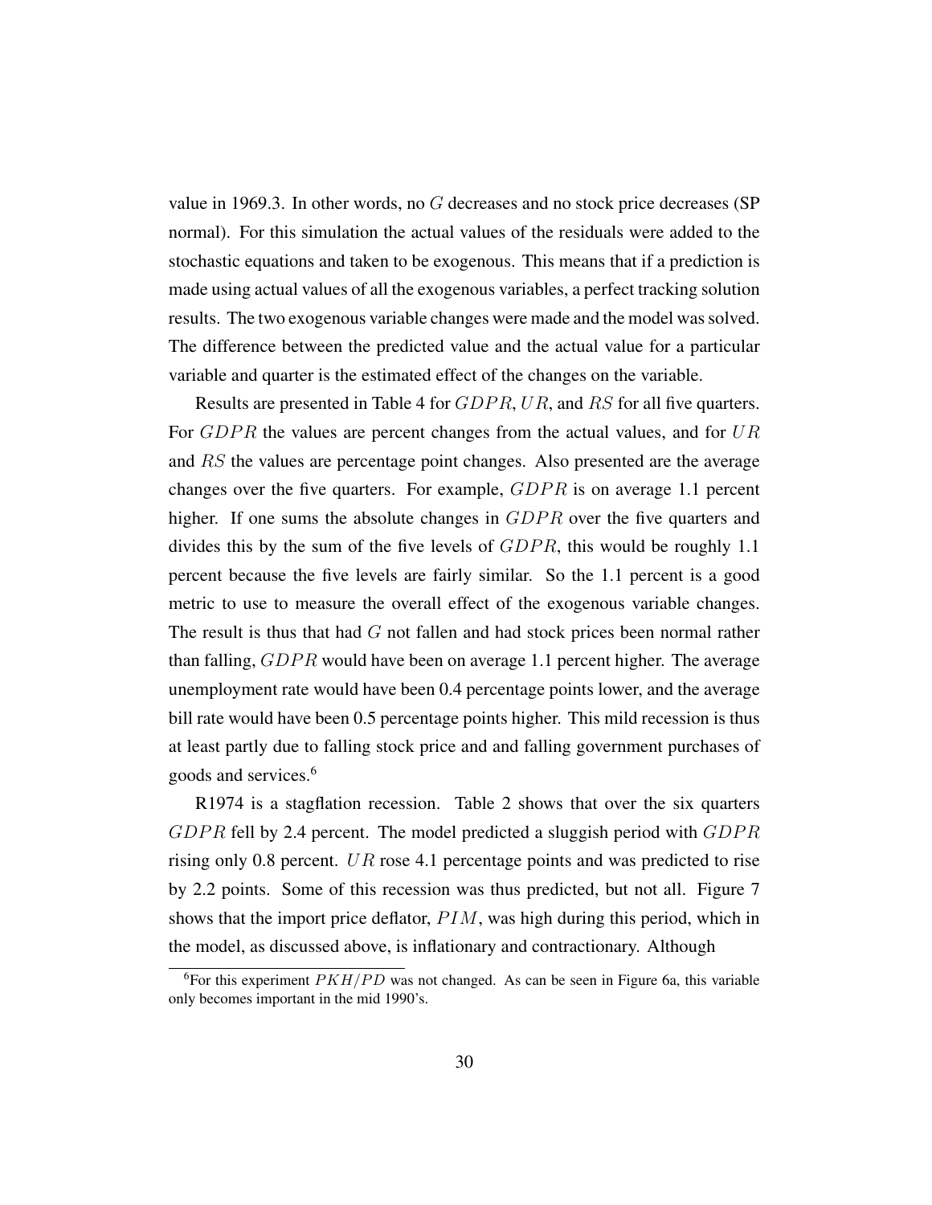value in 1969.3. In other words, no $G$ decreases and no stock price decreases (SP normal). For this simulation the actual values of the residuals were added to the stochastic equations and taken to be exogenous. This means that if a prediction is made using actual values of all the exogenous variables, a perfect tracking solution results. The two exogenous variable changes were made and the model was solved. The difference between the predicted value and the actual value for a particular variable and quarter is the estimated effect of the changes on the variable.

Results are presented in Table 4 for $GDPR$, $UR$, and $RS$ for all five quarters. For $GDPR$ the values are percent changes from the actual values, and for $UR$ and $RS$ the values are percentage point changes. Also presented are the average changes over the five quarters. For example, $GDPR$ is on average 1.1 percent higher. If one sums the absolute changes in $GDPR$ over the five quarters and divides this by the sum of the five levels of $GDPR$, this would be roughly 1.1 percent because the five levels are fairly similar. So the 1.1 percent is a good metric to use to measure the overall effect of the exogenous variable changes. The result is thus that had $G$ not fallen and had stock prices been normal rather than falling, $GDPR$ would have been on average 1.1 percent higher. The average unemployment rate would have been 0.4 percentage points lower, and the average bill rate would have been 0.5 percentage points higher. This mild recession is thus at least partly due to falling stock price and and falling government purchases of goods and services.[6]

R1974 is a stagflation recession. Table 2 shows that over the six quarters $GDPR$ fell by 2.4 percent. The model predicted a sluggish period with $GDPR$ rising only 0.8 percent. $UR$ rose 4.1 percentage points and was predicted to rise by 2.2 points. Some of this recession was thus predicted, but not all. Figure 7 shows that the import price deflator, $PIM$, was high during this period, which in the model, as discussed above, is inflationary and contractionary. Although

[6]For this experiment $PKH/PD$ was not changed. As can be seen in Figure 6a, this variable only becomes important in the mid 1990's.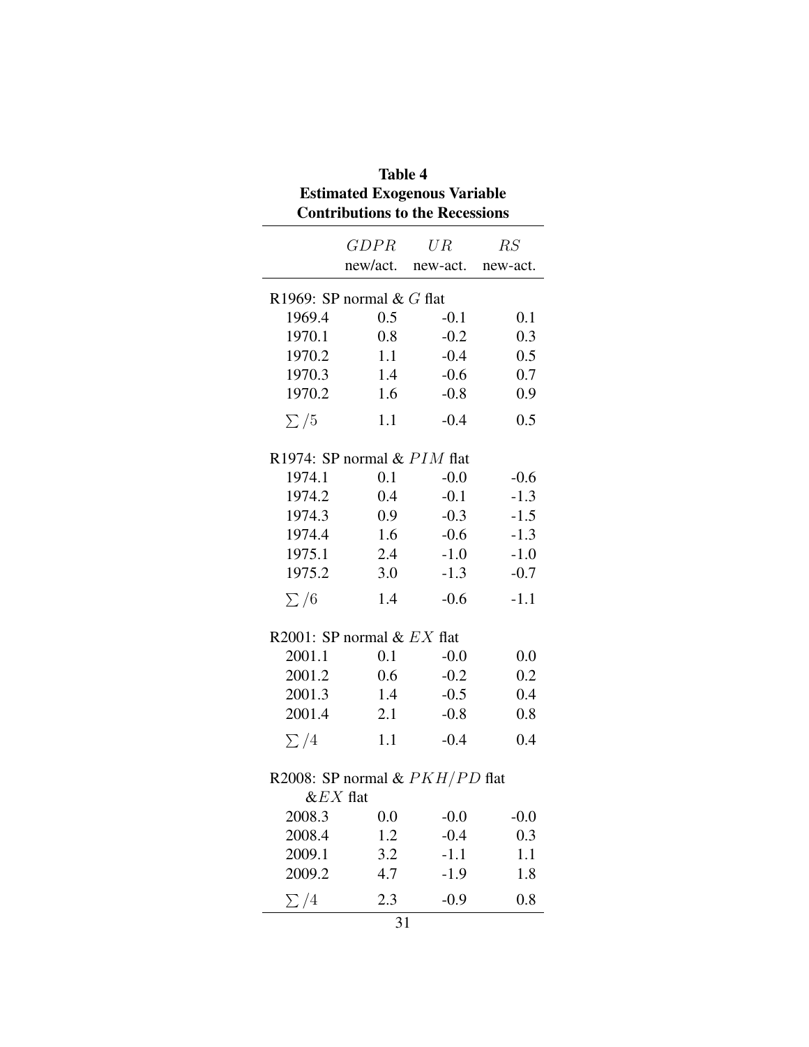**Table 4**
**Estimated Exogenous Variable Contributions to the Recessions**

| | $GDPR$ new/act. | $UR$ new-act. | $RS$ new-act. |
|---|---|---|---|
| R1969: SP normal & $G$ flat | | | |
| 1969.4 | 0.5 | -0.1 | 0.1 |
| 1970.1 | 0.8 | -0.2 | 0.3 |
| 1970.2 | 1.1 | -0.4 | 0.5 |
| 1970.3 | 1.4 | -0.6 | 0.7 |
| 1970.2 | 1.6 | -0.8 | 0.9 |
| $\sum/5$ | 1.1 | -0.4 | 0.5 |
| R1974: SP normal & $PIM$ flat | | | |
| 1974.1 | 0.1 | -0.0 | -0.6 |
| 1974.2 | 0.4 | -0.1 | -1.3 |
| 1974.3 | 0.9 | -0.3 | -1.5 |
| 1974.4 | 1.6 | -0.6 | -1.3 |
| 1975.1 | 2.4 | -1.0 | -1.0 |
| 1975.2 | 3.0 | -1.3 | -0.7 |
| $\sum/6$ | 1.4 | -0.6 | -1.1 |
| R2001: SP normal & $EX$ flat | | | |
| 2001.1 | 0.1 | -0.0 | 0.0 |
| 2001.2 | 0.6 | -0.2 | 0.2 |
| 2001.3 | 1.4 | -0.5 | 0.4 |
| 2001.4 | 2.1 | -0.8 | 0.8 |
| $\sum/4$ | 1.1 | -0.4 | 0.4 |
| R2008: SP normal & $PKH/PD$ flat &$EX$ flat | | | |
| 2008.3 | 0.0 | -0.0 | -0.0 |
| 2008.4 | 1.2 | -0.4 | 0.3 |
| 2009.1 | 3.2 | -1.1 | 1.1 |
| 2009.2 | 4.7 | -1.9 | 1.8 |
| $\sum/4$ | 2.3 | -0.9 | 0.8 |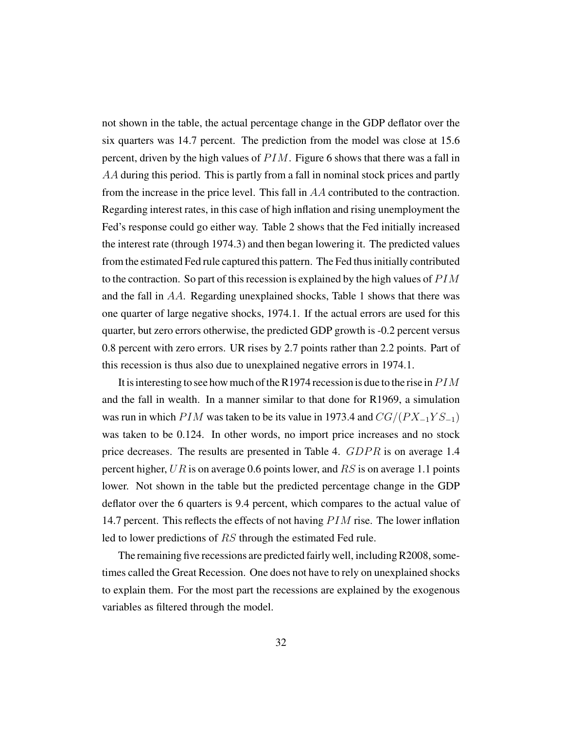not shown in the table, the actual percentage change in the GDP deflator over the six quarters was 14.7 percent. The prediction from the model was close at 15.6 percent, driven by the high values of $PIM$. Figure 6 shows that there was a fall in $AA$ during this period. This is partly from a fall in nominal stock prices and partly from the increase in the price level. This fall in $AA$ contributed to the contraction. Regarding interest rates, in this case of high inflation and rising unemployment the Fed's response could go either way. Table 2 shows that the Fed initially increased the interest rate (through 1974.3) and then began lowering it. The predicted values from the estimated Fed rule captured this pattern. The Fed thus initially contributed to the contraction. So part of this recession is explained by the high values of $PIM$ and the fall in $AA$. Regarding unexplained shocks, Table 1 shows that there was one quarter of large negative shocks, 1974.1. If the actual errors are used for this quarter, but zero errors otherwise, the predicted GDP growth is -0.2 percent versus 0.8 percent with zero errors. UR rises by 2.7 points rather than 2.2 points. Part of this recession is thus also due to unexplained negative errors in 1974.1.

It is interesting to see how much of the R1974 recession is due to the rise in $PIM$ and the fall in wealth. In a manner similar to that done for R1969, a simulation was run in which $PIM$ was taken to be its value in 1973.4 and $CG/(PX_{-1}YS_{-1})$ was taken to be 0.124. In other words, no import price increases and no stock price decreases. The results are presented in Table 4. $GDPR$ is on average 1.4 percent higher, $UR$ is on average 0.6 points lower, and $RS$ is on average 1.1 points lower. Not shown in the table but the predicted percentage change in the GDP deflator over the 6 quarters is 9.4 percent, which compares to the actual value of 14.7 percent. This reflects the effects of not having $PIM$ rise. The lower inflation led to lower predictions of $RS$ through the estimated Fed rule.

The remaining five recessions are predicted fairly well, including R2008, sometimes called the Great Recession. One does not have to rely on unexplained shocks to explain them. For the most part the recessions are explained by the exogenous variables as filtered through the model.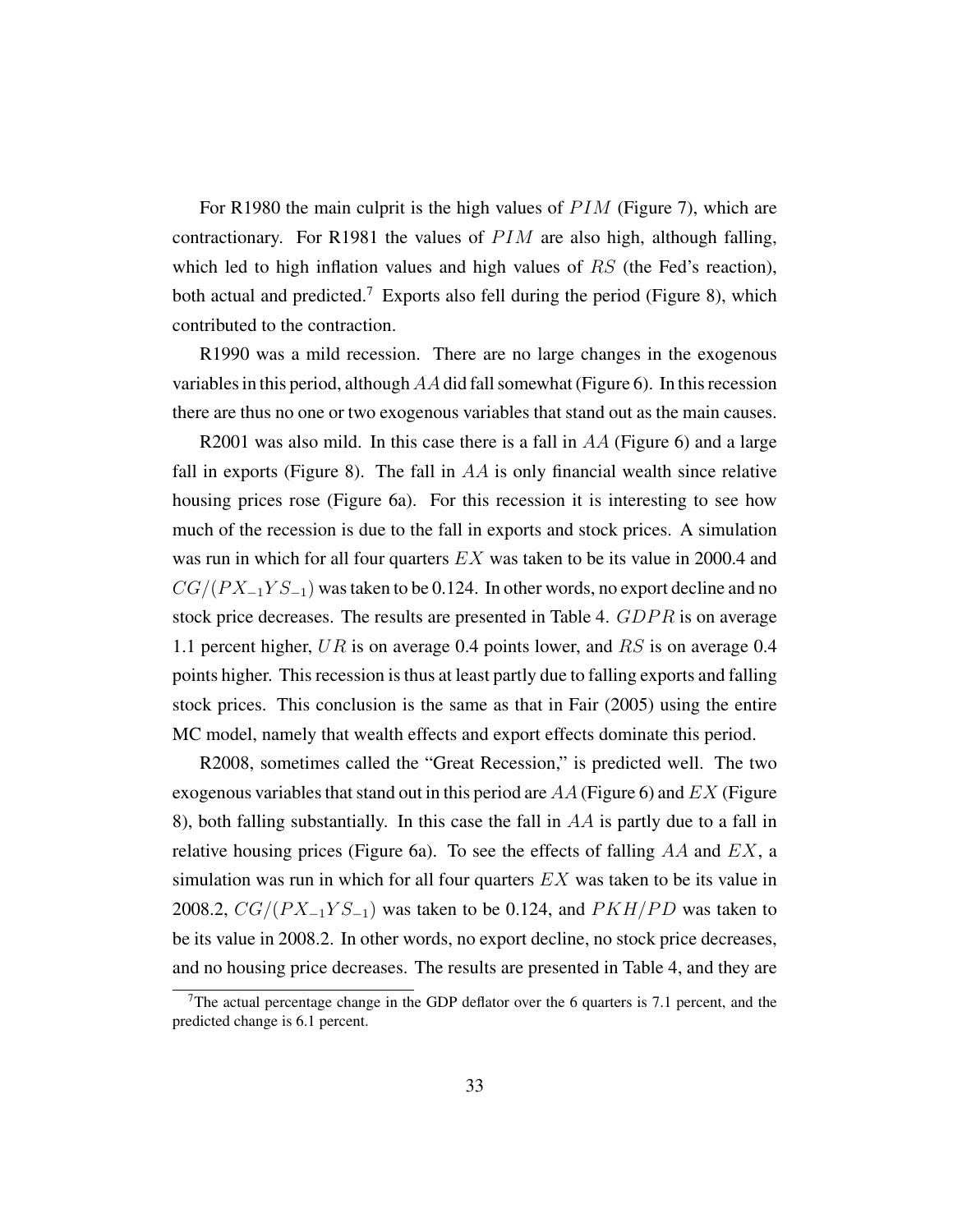For R1980 the main culprit is the high values of $PIM$ (Figure 7), which are contractionary. For R1981 the values of $PIM$ are also high, although falling, which led to high inflation values and high values of $RS$ (the Fed's reaction), both actual and predicted.[7] Exports also fell during the period (Figure 8), which contributed to the contraction.

R1990 was a mild recession. There are no large changes in the exogenous variables in this period, although $AA$ did fall somewhat (Figure 6). In this recession there are thus no one or two exogenous variables that stand out as the main causes.

R2001 was also mild. In this case there is a fall in $AA$ (Figure 6) and a large fall in exports (Figure 8). The fall in $AA$ is only financial wealth since relative housing prices rose (Figure 6a). For this recession it is interesting to see how much of the recession is due to the fall in exports and stock prices. A simulation was run in which for all four quarters $EX$ was taken to be its value in 2000.4 and $CG/(PX_{-1}YS_{-1})$ was taken to be 0.124. In other words, no export decline and no stock price decreases. The results are presented in Table 4. $GDPR$ is on average 1.1 percent higher, $UR$ is on average 0.4 points lower, and $RS$ is on average 0.4 points higher. This recession is thus at least partly due to falling exports and falling stock prices. This conclusion is the same as that in Fair (2005) using the entire MC model, namely that wealth effects and export effects dominate this period.

R2008, sometimes called the "Great Recession," is predicted well. The two exogenous variables that stand out in this period are $AA$ (Figure 6) and $EX$ (Figure 8), both falling substantially. In this case the fall in $AA$ is partly due to a fall in relative housing prices (Figure 6a). To see the effects of falling $AA$ and $EX$, a simulation was run in which for all four quarters $EX$ was taken to be its value in 2008.2, $CG/(PX_{-1}YS_{-1})$ was taken to be 0.124, and $PKH/PD$ was taken to be its value in 2008.2. In other words, no export decline, no stock price decreases, and no housing price decreases. The results are presented in Table 4, and they are

[7] The actual percentage change in the GDP deflator over the 6 quarters is 7.1 percent, and the predicted change is 6.1 percent.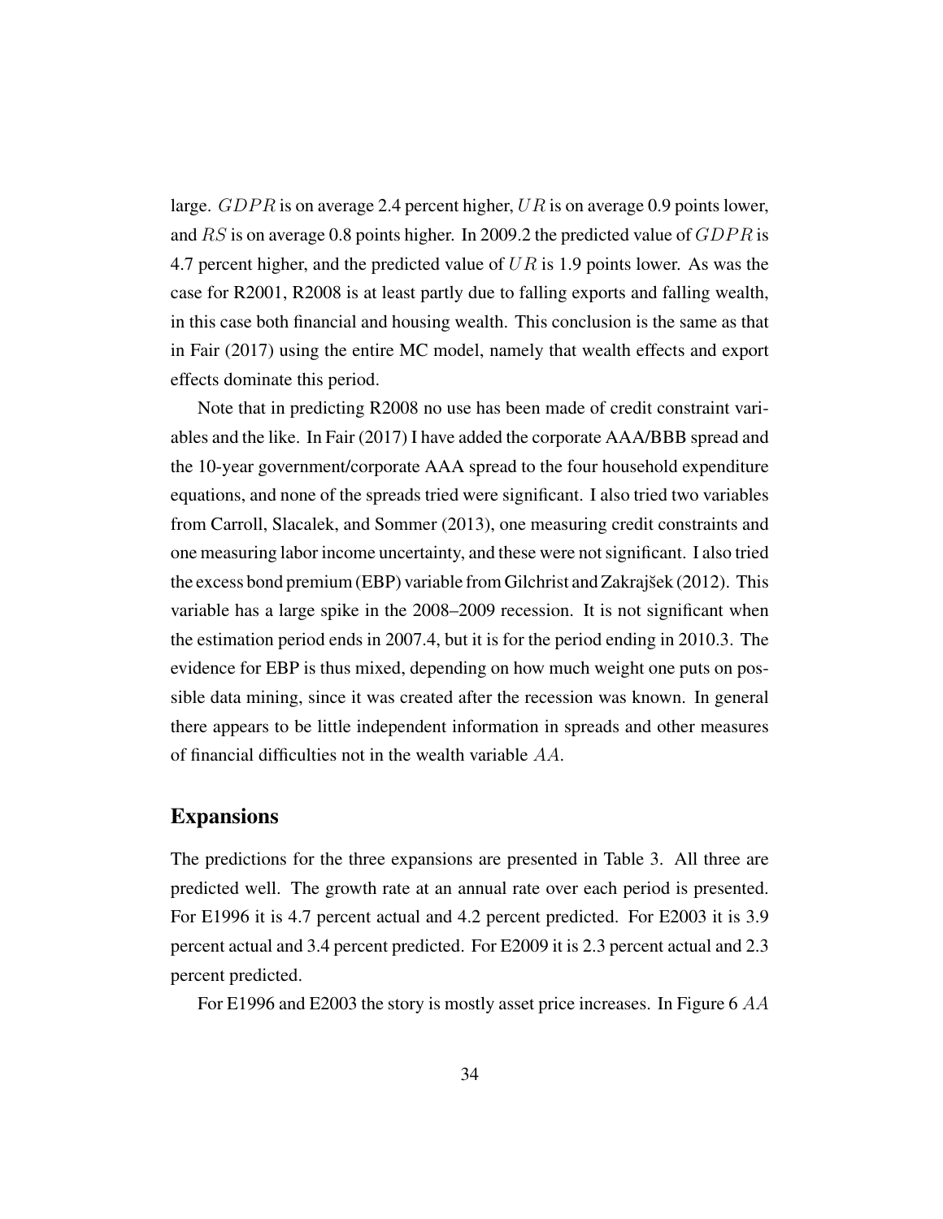large. $GDPR$ is on average 2.4 percent higher, $UR$ is on average 0.9 points lower, and $RS$ is on average 0.8 points higher. In 2009.2 the predicted value of $GDPR$ is 4.7 percent higher, and the predicted value of $UR$ is 1.9 points lower. As was the case for R2001, R2008 is at least partly due to falling exports and falling wealth, in this case both financial and housing wealth. This conclusion is the same as that in Fair (2017) using the entire MC model, namely that wealth effects and export effects dominate this period.

Note that in predicting R2008 no use has been made of credit constraint variables and the like. In Fair (2017) I have added the corporate AAA/BBB spread and the 10-year government/corporate AAA spread to the four household expenditure equations, and none of the spreads tried were significant. I also tried two variables from Carroll, Slacalek, and Sommer (2013), one measuring credit constraints and one measuring labor income uncertainty, and these were not significant. I also tried the excess bond premium (EBP) variable from Gilchrist and Zakrajšek (2012). This variable has a large spike in the 2008–2009 recession. It is not significant when the estimation period ends in 2007.4, but it is for the period ending in 2010.3. The evidence for EBP is thus mixed, depending on how much weight one puts on possible data mining, since it was created after the recession was known. In general there appears to be little independent information in spreads and other measures of financial difficulties not in the wealth variable $AA$.

## Expansions

The predictions for the three expansions are presented in Table 3. All three are predicted well. The growth rate at an annual rate over each period is presented. For E1996 it is 4.7 percent actual and 4.2 percent predicted. For E2003 it is 3.9 percent actual and 3.4 percent predicted. For E2009 it is 2.3 percent actual and 2.3 percent predicted.

For E1996 and E2003 the story is mostly asset price increases. In Figure 6 $AA$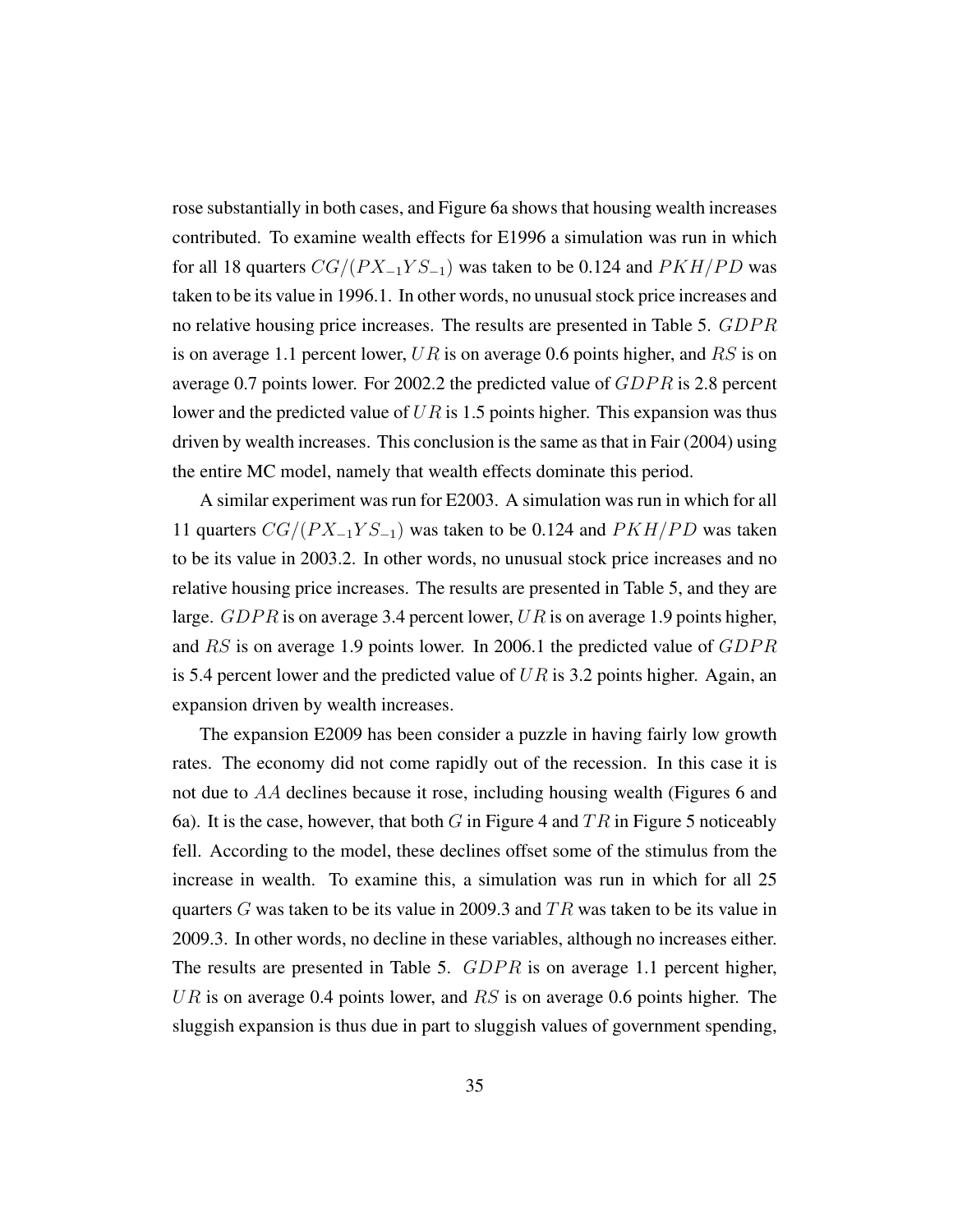rose substantially in both cases, and Figure 6a shows that housing wealth increases contributed. To examine wealth effects for E1996 a simulation was run in which for all 18 quarters $CG/(PX_{-1}YS_{-1})$ was taken to be 0.124 and $PKH/PD$ was taken to be its value in 1996.1. In other words, no unusual stock price increases and no relative housing price increases. The results are presented in Table 5. $GDPR$ is on average 1.1 percent lower, $UR$ is on average 0.6 points higher, and $RS$ is on average 0.7 points lower. For 2002.2 the predicted value of $GDPR$ is 2.8 percent lower and the predicted value of $UR$ is 1.5 points higher. This expansion was thus driven by wealth increases. This conclusion is the same as that in Fair (2004) using the entire MC model, namely that wealth effects dominate this period.

A similar experiment was run for E2003. A simulation was run in which for all 11 quarters $CG/(PX_{-1}YS_{-1})$ was taken to be 0.124 and $PKH/PD$ was taken to be its value in 2003.2. In other words, no unusual stock price increases and no relative housing price increases. The results are presented in Table 5, and they are large. $GDPR$ is on average 3.4 percent lower, $UR$ is on average 1.9 points higher, and $RS$ is on average 1.9 points lower. In 2006.1 the predicted value of $GDPR$ is 5.4 percent lower and the predicted value of $UR$ is 3.2 points higher. Again, an expansion driven by wealth increases.

The expansion E2009 has been consider a puzzle in having fairly low growth rates. The economy did not come rapidly out of the recession. In this case it is not due to $AA$ declines because it rose, including housing wealth (Figures 6 and 6a). It is the case, however, that both $G$ in Figure 4 and $TR$ in Figure 5 noticeably fell. According to the model, these declines offset some of the stimulus from the increase in wealth. To examine this, a simulation was run in which for all 25 quarters $G$ was taken to be its value in 2009.3 and $TR$ was taken to be its value in 2009.3. In other words, no decline in these variables, although no increases either. The results are presented in Table 5. $GDPR$ is on average 1.1 percent higher, $UR$ is on average 0.4 points lower, and $RS$ is on average 0.6 points higher. The sluggish expansion is thus due in part to sluggish values of government spending,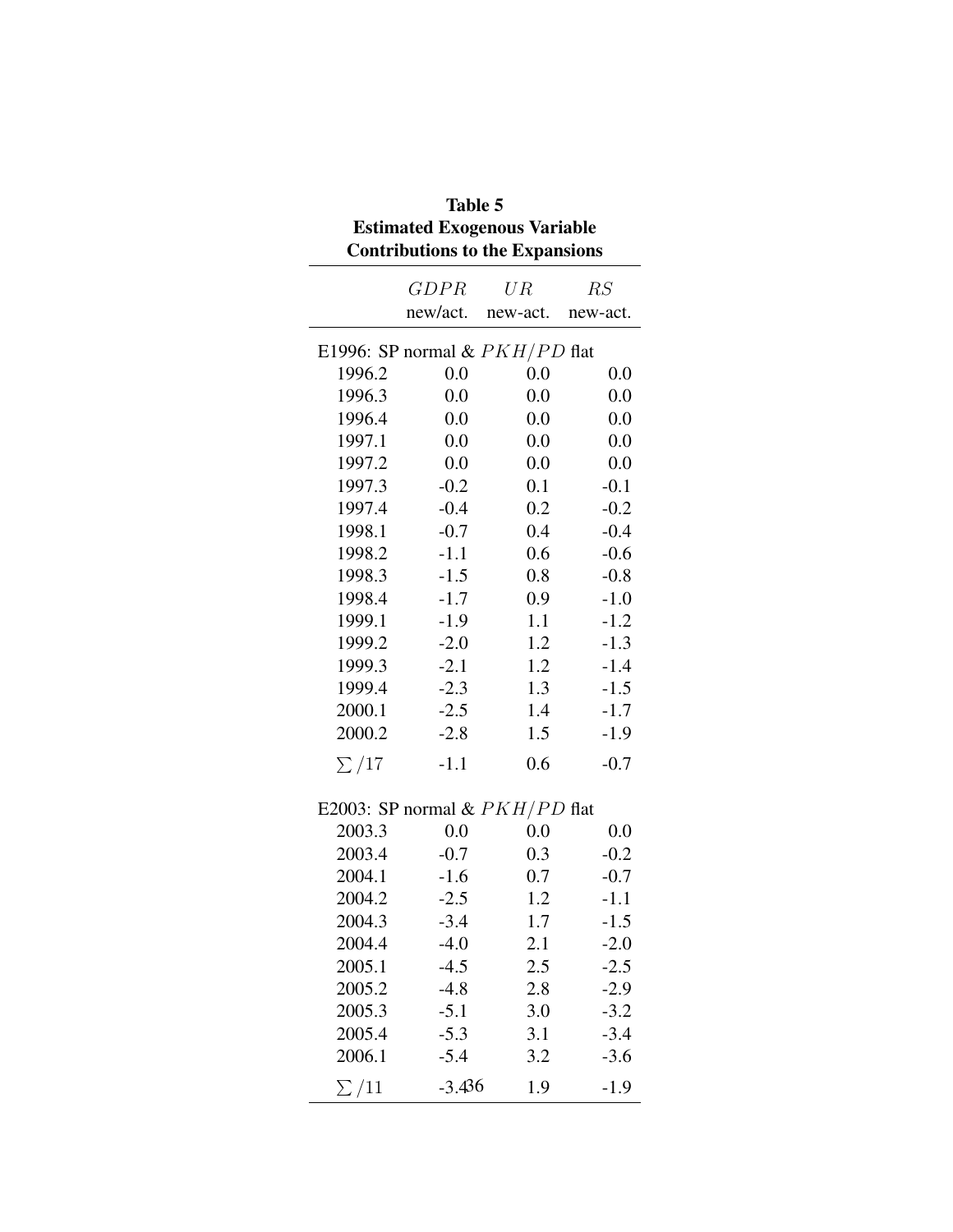**Table 5**
**Estimated Exogenous Variable Contributions to the Expansions**

| | $GDPR$ new/act. | $UR$ new-act. | $RS$ new-act. |
|---|---|---|---|
| E1996: SP normal & $PKH/PD$ flat | | | |
| 1996.2 | 0.0 | 0.0 | 0.0 |
| 1996.3 | 0.0 | 0.0 | 0.0 |
| 1996.4 | 0.0 | 0.0 | 0.0 |
| 1997.1 | 0.0 | 0.0 | 0.0 |
| 1997.2 | 0.0 | 0.0 | 0.0 |
| 1997.3 | -0.2 | 0.1 | -0.1 |
| 1997.4 | -0.4 | 0.2 | -0.2 |
| 1998.1 | -0.7 | 0.4 | -0.4 |
| 1998.2 | -1.1 | 0.6 | -0.6 |
| 1998.3 | -1.5 | 0.8 | -0.8 |
| 1998.4 | -1.7 | 0.9 | -1.0 |
| 1999.1 | -1.9 | 1.1 | -1.2 |
| 1999.2 | -2.0 | 1.2 | -1.3 |
| 1999.3 | -2.1 | 1.2 | -1.4 |
| 1999.4 | -2.3 | 1.3 | -1.5 |
| 2000.1 | -2.5 | 1.4 | -1.7 |
| 2000.2 | -2.8 | 1.5 | -1.9 |
| $\sum/17$ | -1.1 | 0.6 | -0.7 |
| E2003: SP normal & $PKH/PD$ flat | | | |
| 2003.3 | 0.0 | 0.0 | 0.0 |
| 2003.4 | -0.7 | 0.3 | -0.2 |
| 2004.1 | -1.6 | 0.7 | -0.7 |
| 2004.2 | -2.5 | 1.2 | -1.1 |
| 2004.3 | -3.4 | 1.7 | -1.5 |
| 2004.4 | -4.0 | 2.1 | -2.0 |
| 2005.1 | -4.5 | 2.5 | -2.5 |
| 2005.2 | -4.8 | 2.8 | -2.9 |
| 2005.3 | -5.1 | 3.0 | -3.2 |
| 2005.4 | -5.3 | 3.1 | -3.4 |
| 2006.1 | -5.4 | 3.2 | -3.6 |
| $\sum/11$ | -3.4 | 1.9 | -1.9 |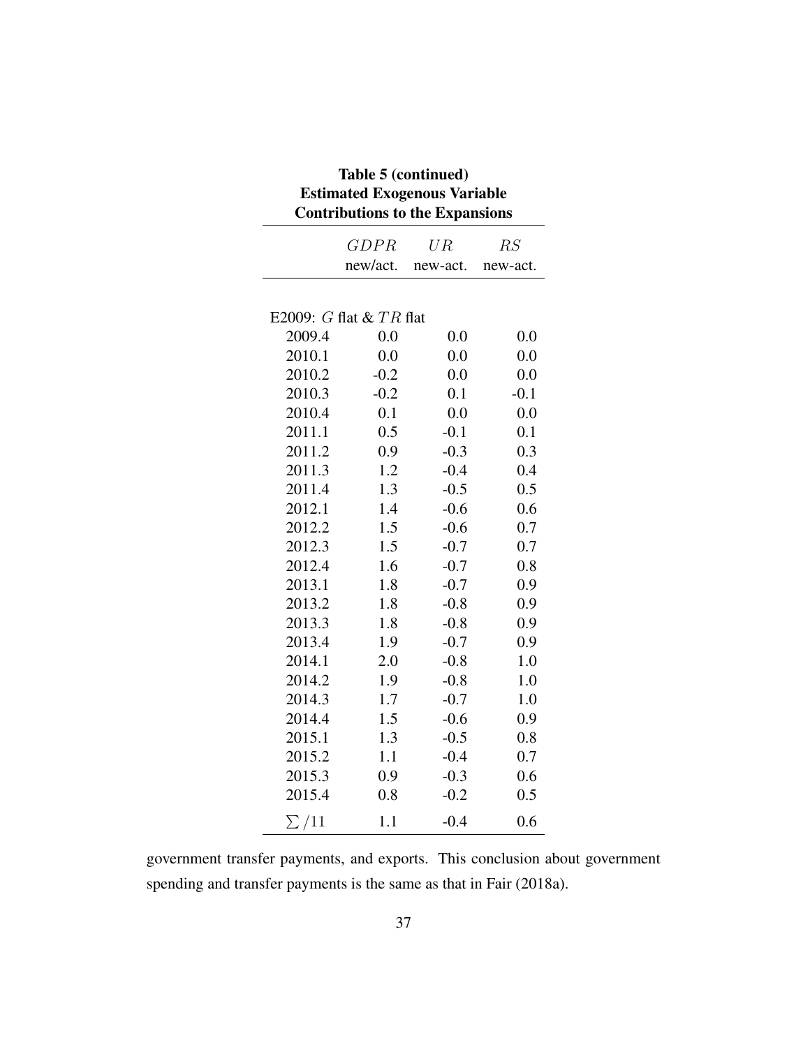**Table 5 (continued)**
**Estimated Exogenous Variable Contributions to the Expansions**

| | $GDPR$ new/act. | $UR$ new-act. | $RS$ new-act. |
|---|---|---|---|
| E2009: $G$ flat & $TR$ flat | | | |
| 2009.4 | 0.0 | 0.0 | 0.0 |
| 2010.1 | 0.0 | 0.0 | 0.0 |
| 2010.2 | -0.2 | 0.0 | 0.0 |
| 2010.3 | -0.2 | 0.1 | -0.1 |
| 2010.4 | 0.1 | 0.0 | 0.0 |
| 2011.1 | 0.5 | -0.1 | 0.1 |
| 2011.2 | 0.9 | -0.3 | 0.3 |
| 2011.3 | 1.2 | -0.4 | 0.4 |
| 2011.4 | 1.3 | -0.5 | 0.5 |
| 2012.1 | 1.4 | -0.6 | 0.6 |
| 2012.2 | 1.5 | -0.6 | 0.7 |
| 2012.3 | 1.5 | -0.7 | 0.7 |
| 2012.4 | 1.6 | -0.7 | 0.8 |
| 2013.1 | 1.8 | -0.7 | 0.9 |
| 2013.2 | 1.8 | -0.8 | 0.9 |
| 2013.3 | 1.8 | -0.8 | 0.9 |
| 2013.4 | 1.9 | -0.7 | 0.9 |
| 2014.1 | 2.0 | -0.8 | 1.0 |
| 2014.2 | 1.9 | -0.8 | 1.0 |
| 2014.3 | 1.7 | -0.7 | 1.0 |
| 2014.4 | 1.5 | -0.6 | 0.9 |
| 2015.1 | 1.3 | -0.5 | 0.8 |
| 2015.2 | 1.1 | -0.4 | 0.7 |
| 2015.3 | 0.9 | -0.3 | 0.6 |
| 2015.4 | 0.8 | -0.2 | 0.5 |
| $\sum/11$ | 1.1 | -0.4 | 0.6 |

government transfer payments, and exports. This conclusion about government spending and transfer payments is the same as that in Fair (2018a).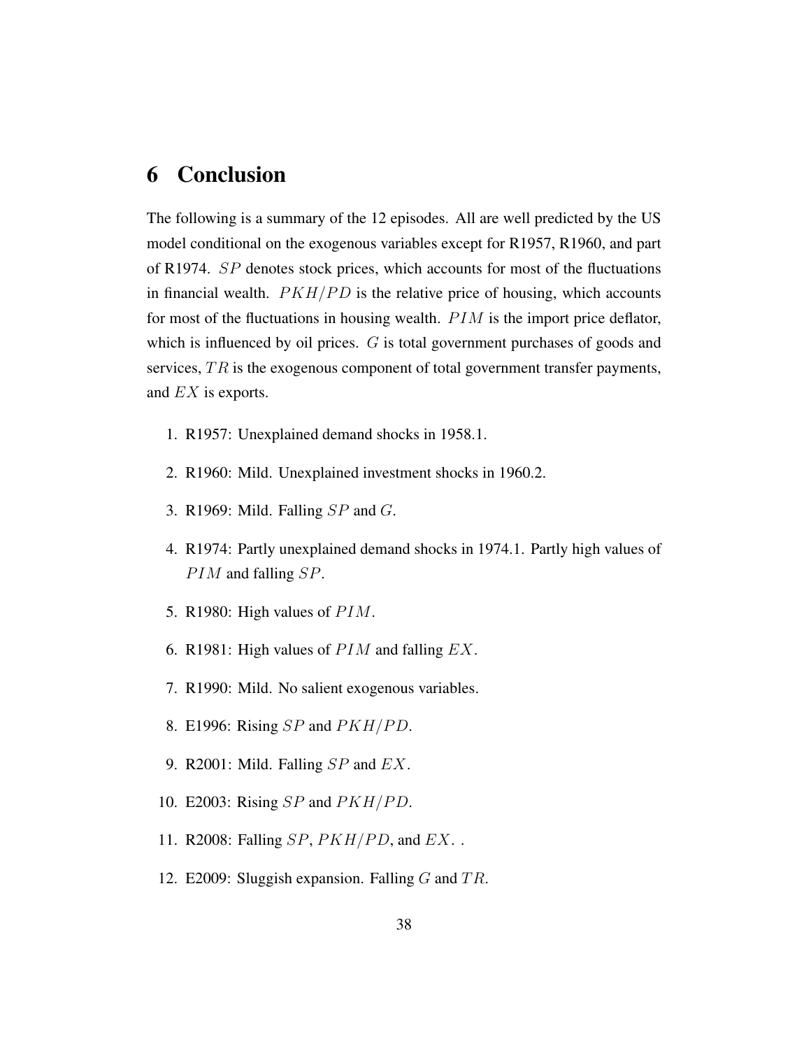## 6 Conclusion

The following is a summary of the 12 episodes. All are well predicted by the US model conditional on the exogenous variables except for R1957, R1960, and part of R1974. $SP$ denotes stock prices, which accounts for most of the fluctuations in financial wealth. $PKH/PD$ is the relative price of housing, which accounts for most of the fluctuations in housing wealth. $PIM$ is the import price deflator, which is influenced by oil prices. $G$ is total government purchases of goods and services, $TR$ is the exogenous component of total government transfer payments, and $EX$ is exports.

1. R1957: Unexplained demand shocks in 1958.1.
2. R1960: Mild. Unexplained investment shocks in 1960.2.
3. R1969: Mild. Falling $SP$ and $G$.
4. R1974: Partly unexplained demand shocks in 1974.1. Partly high values of $PIM$ and falling $SP$.
5. R1980: High values of $PIM$.
6. R1981: High values of $PIM$ and falling $EX$.
7. R1990: Mild. No salient exogenous variables.
8. E1996: Rising $SP$ and $PKH/PD$.
9. R2001: Mild. Falling $SP$ and $EX$.
10. E2003: Rising $SP$ and $PKH/PD$.
11. R2008: Falling $SP$, $PKH/PD$, and $EX$. .
12. E2009: Sluggish expansion. Falling $G$ and $TR$.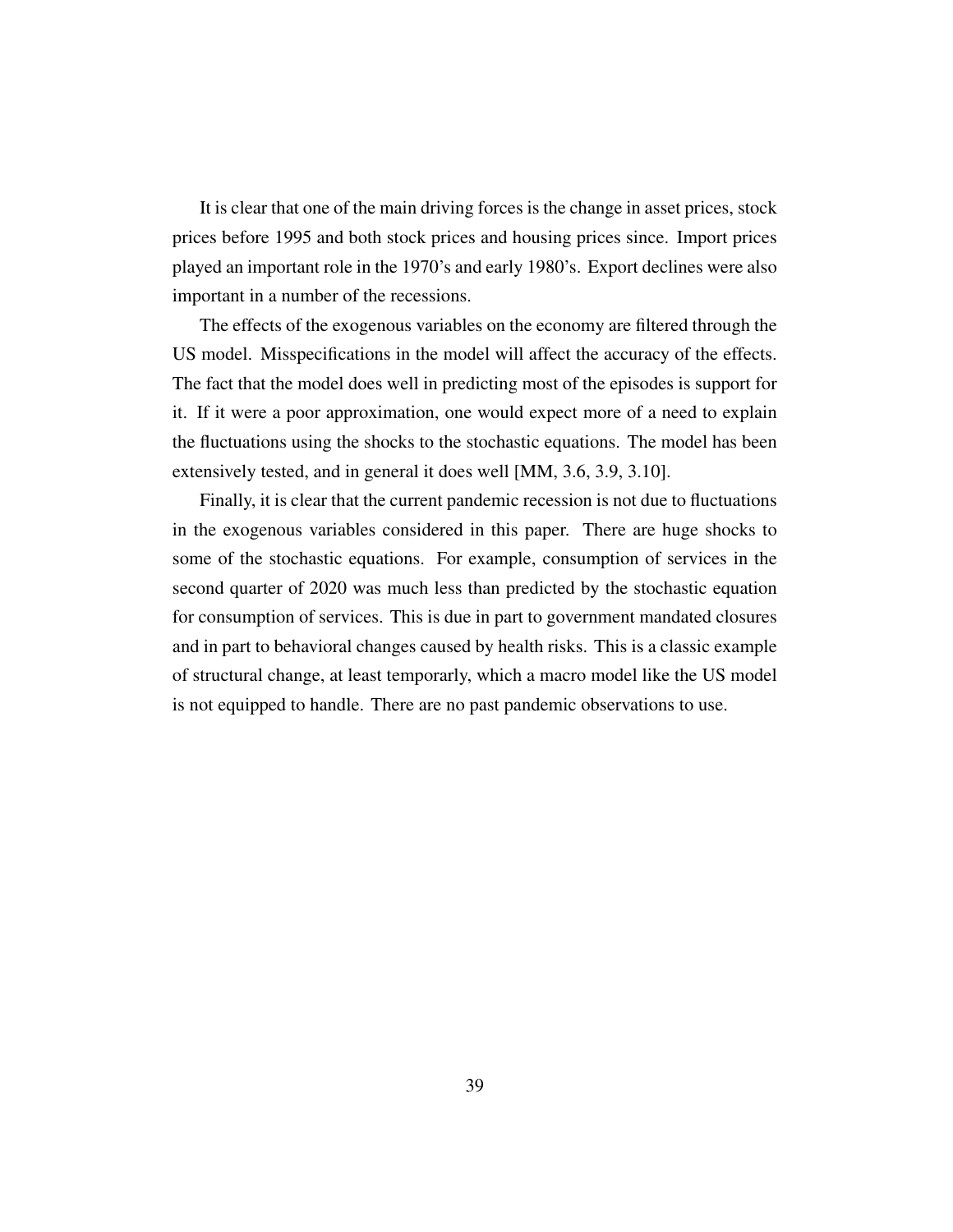It is clear that one of the main driving forces is the change in asset prices, stock prices before 1995 and both stock prices and housing prices since. Import prices played an important role in the 1970's and early 1980's. Export declines were also important in a number of the recessions.

The effects of the exogenous variables on the economy are filtered through the US model. Misspecifications in the model will affect the accuracy of the effects. The fact that the model does well in predicting most of the episodes is support for it. If it were a poor approximation, one would expect more of a need to explain the fluctuations using the shocks to the stochastic equations. The model has been extensively tested, and in general it does well [MM, 3.6, 3.9, 3.10].

Finally, it is clear that the current pandemic recession is not due to fluctuations in the exogenous variables considered in this paper. There are huge shocks to some of the stochastic equations. For example, consumption of services in the second quarter of 2020 was much less than predicted by the stochastic equation for consumption of services. This is due in part to government mandated closures and in part to behavioral changes caused by health risks. This is a classic example of structural change, at least temporarily, which a macro model like the US model is not equipped to handle. There are no past pandemic observations to use.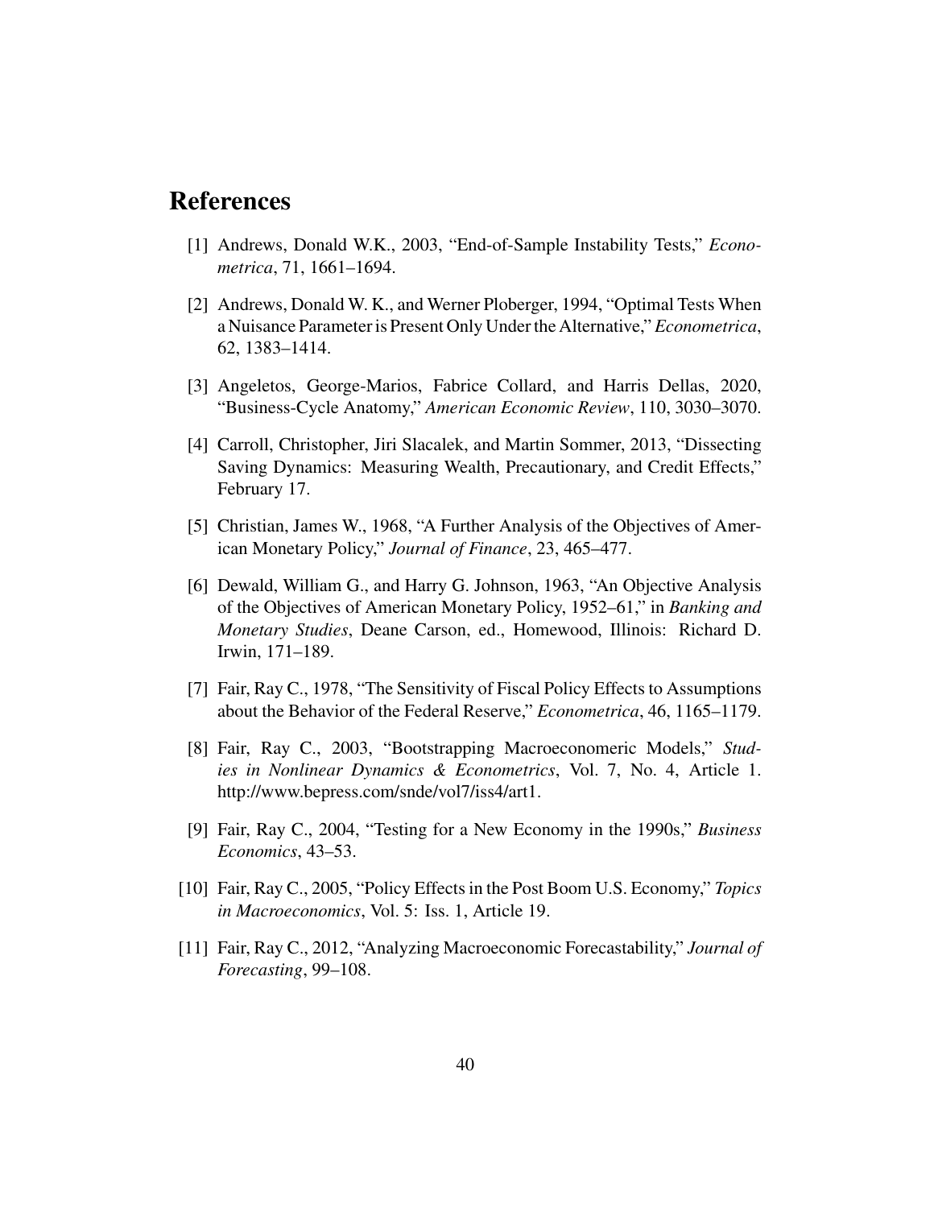# References

[1] Andrews, Donald W.K., 2003, "End-of-Sample Instability Tests," *Econometrica*, 71, 1661–1694.

[2] Andrews, Donald W. K., and Werner Ploberger, 1994, "Optimal Tests When a Nuisance Parameter is Present Only Under the Alternative," *Econometrica*, 62, 1383–1414.

[3] Angeletos, George-Marios, Fabrice Collard, and Harris Dellas, 2020, "Business-Cycle Anatomy," *American Economic Review*, 110, 3030–3070.

[4] Carroll, Christopher, Jiri Slacalek, and Martin Sommer, 2013, "Dissecting Saving Dynamics: Measuring Wealth, Precautionary, and Credit Effects," February 17.

[5] Christian, James W., 1968, "A Further Analysis of the Objectives of American Monetary Policy," *Journal of Finance*, 23, 465–477.

[6] Dewald, William G., and Harry G. Johnson, 1963, "An Objective Analysis of the Objectives of American Monetary Policy, 1952–61," in *Banking and Monetary Studies*, Deane Carson, ed., Homewood, Illinois: Richard D. Irwin, 171–189.

[7] Fair, Ray C., 1978, "The Sensitivity of Fiscal Policy Effects to Assumptions about the Behavior of the Federal Reserve," *Econometrica*, 46, 1165–1179.

[8] Fair, Ray C., 2003, "Bootstrapping Macroeconomeric Models," *Studies in Nonlinear Dynamics & Econometrics*, Vol. 7, No. 4, Article 1. http://www.bepress.com/snde/vol7/iss4/art1.

[9] Fair, Ray C., 2004, "Testing for a New Economy in the 1990s," *Business Economics*, 43–53.

[10] Fair, Ray C., 2005, "Policy Effects in the Post Boom U.S. Economy," *Topics in Macroeconomics*, Vol. 5: Iss. 1, Article 19.

[11] Fair, Ray C., 2012, "Analyzing Macroeconomic Forecastability," *Journal of Forecasting*, 99–108.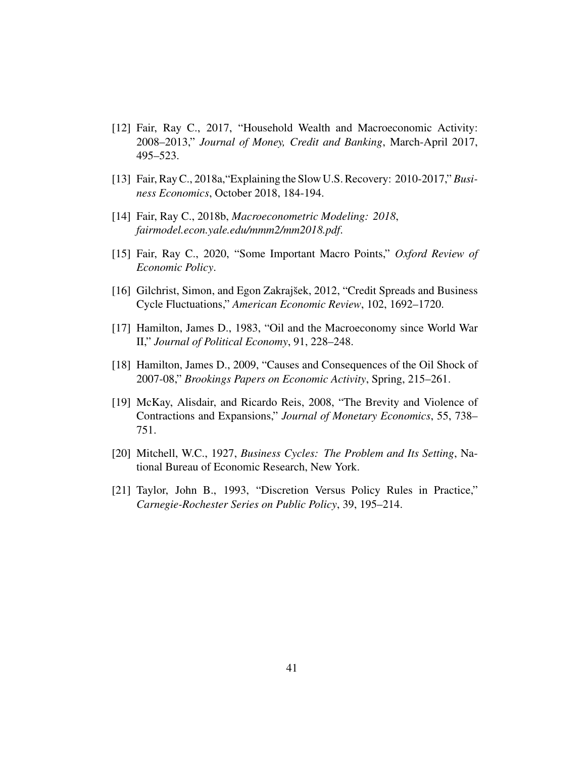[12] Fair, Ray C., 2017, "Household Wealth and Macroeconomic Activity: 2008–2013," *Journal of Money, Credit and Banking*, March-April 2017, 495–523.

[13] Fair, Ray C., 2018a,"Explaining the Slow U.S. Recovery: 2010-2017," *Business Economics*, October 2018, 184-194.

[14] Fair, Ray C., 2018b, *Macroeconometric Modeling: 2018*, *fairmodel.econ.yale.edu/mmm2/mm2018.pdf*.

[15] Fair, Ray C., 2020, "Some Important Macro Points," *Oxford Review of Economic Policy*.

[16] Gilchrist, Simon, and Egon Zakrajšek, 2012, "Credit Spreads and Business Cycle Fluctuations," *American Economic Review*, 102, 1692–1720.

[17] Hamilton, James D., 1983, "Oil and the Macroeconomy since World War II," *Journal of Political Economy*, 91, 228–248.

[18] Hamilton, James D., 2009, "Causes and Consequences of the Oil Shock of 2007-08," *Brookings Papers on Economic Activity*, Spring, 215–261.

[19] McKay, Alisdair, and Ricardo Reis, 2008, "The Brevity and Violence of Contractions and Expansions," *Journal of Monetary Economics*, 55, 738–751.

[20] Mitchell, W.C., 1927, *Business Cycles: The Problem and Its Setting*, National Bureau of Economic Research, New York.

[21] Taylor, John B., 1993, "Discretion Versus Policy Rules in Practice," *Carnegie-Rochester Series on Public Policy*, 39, 195–214.